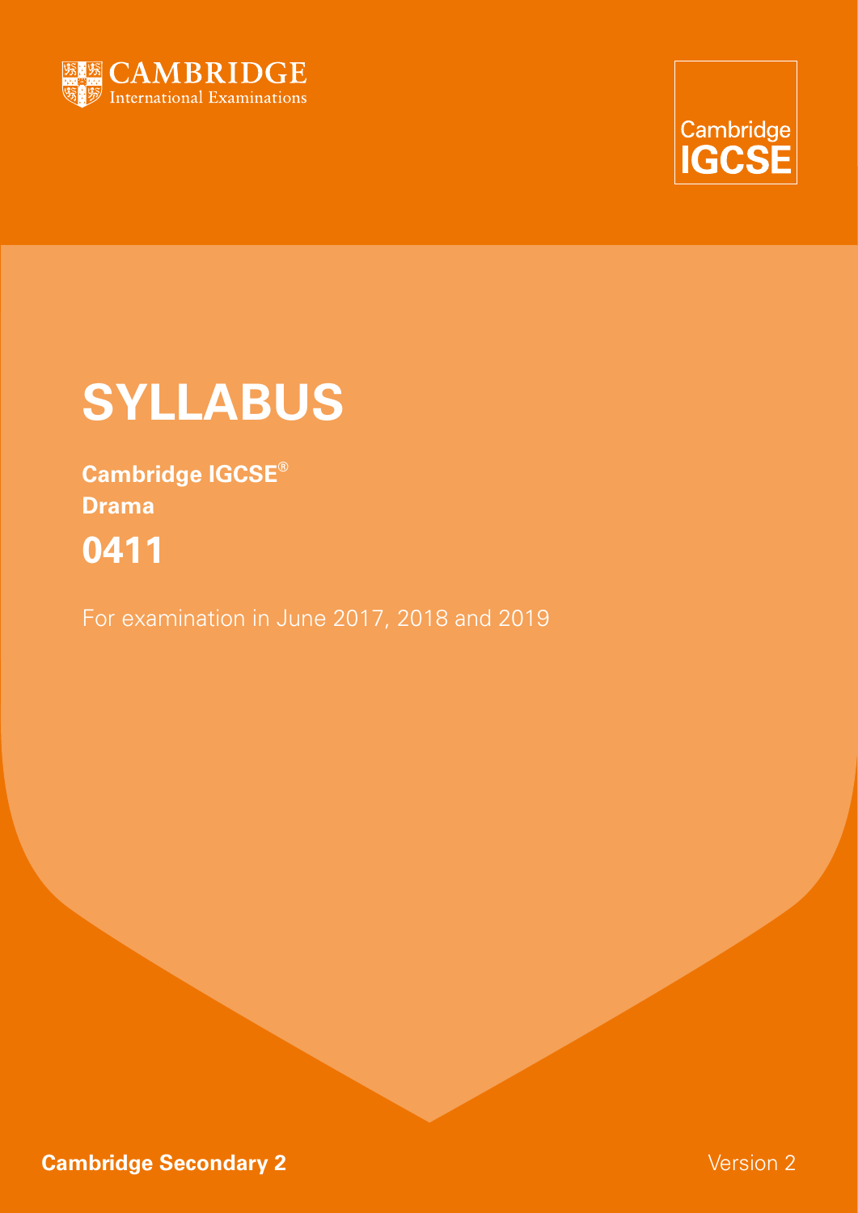CAMBRIDGE
International Examinations

Cambridge
IGCSE

# SYLLABUS

**Cambridge IGCSE®**
**Drama**

## 0411

For examination in June 2017, 2018 and 2019

**Cambridge Secondary 2**

Version 2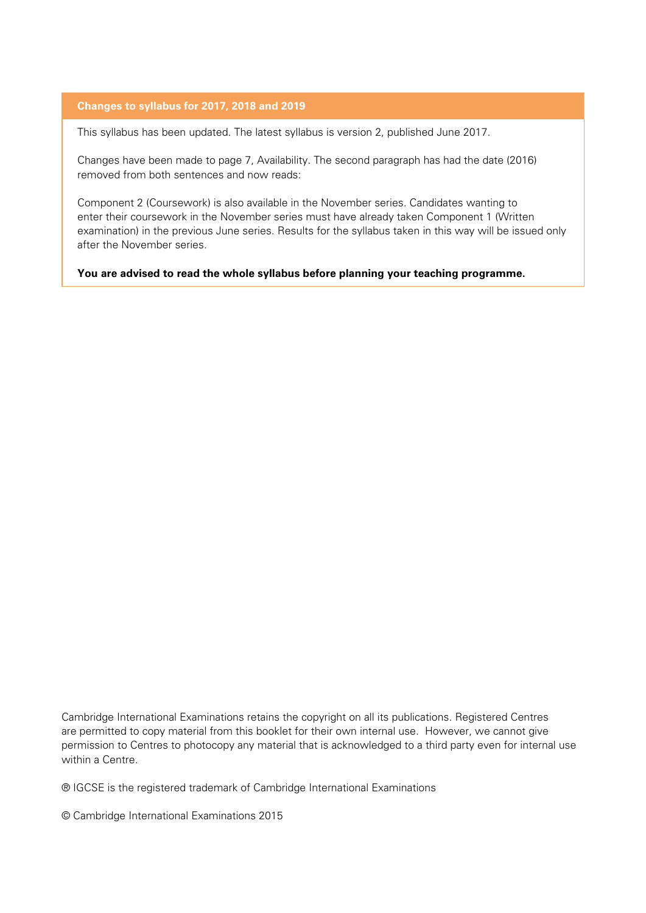## Changes to syllabus for 2017, 2018 and 2019

This syllabus has been updated. The latest syllabus is version 2, published June 2017.

Changes have been made to page 7, Availability. The second paragraph has had the date (2016) removed from both sentences and now reads:

Component 2 (Coursework) is also available in the November series. Candidates wanting to enter their coursework in the November series must have already taken Component 1 (Written examination) in the previous June series. Results for the syllabus taken in this way will be issued only after the November series.

**You are advised to read the whole syllabus before planning your teaching programme.**

Cambridge International Examinations retains the copyright on all its publications. Registered Centres are permitted to copy material from this booklet for their own internal use. However, we cannot give permission to Centres to photocopy any material that is acknowledged to a third party even for internal use within a Centre.

® IGCSE is the registered trademark of Cambridge International Examinations

© Cambridge International Examinations 2015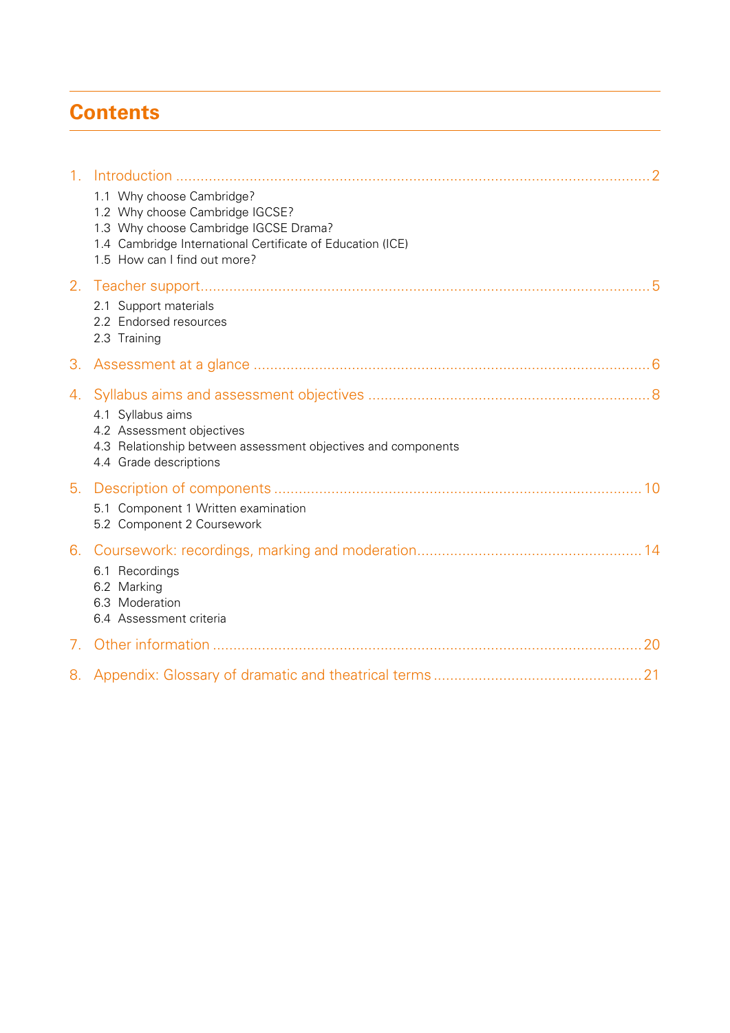# Contents

1. Introduction ........................................................................................................................ 2
   - 1.1 Why choose Cambridge?
   - 1.2 Why choose Cambridge IGCSE?
   - 1.3 Why choose Cambridge IGCSE Drama?
   - 1.4 Cambridge International Certificate of Education (ICE)
   - 1.5 How can I find out more?
2. Teacher support ................................................................................................................. 5
   - 2.1 Support materials
   - 2.2 Endorsed resources
   - 2.3 Training
3. Assessment at a glance ..................................................................................................... 6
4. Syllabus aims and assessment objectives ........................................................................ 8
   - 4.1 Syllabus aims
   - 4.2 Assessment objectives
   - 4.3 Relationship between assessment objectives and components
   - 4.4 Grade descriptions
5. Description of components ............................................................................................. 10
   - 5.1 Component 1 Written examination
   - 5.2 Component 2 Coursework
6. Coursework: recordings, marking and moderation ........................................................ 14
   - 6.1 Recordings
   - 6.2 Marking
   - 6.3 Moderation
   - 6.4 Assessment criteria
7. Other information ............................................................................................................. 20
8. Appendix: Glossary of dramatic and theatrical terms ..................................................... 21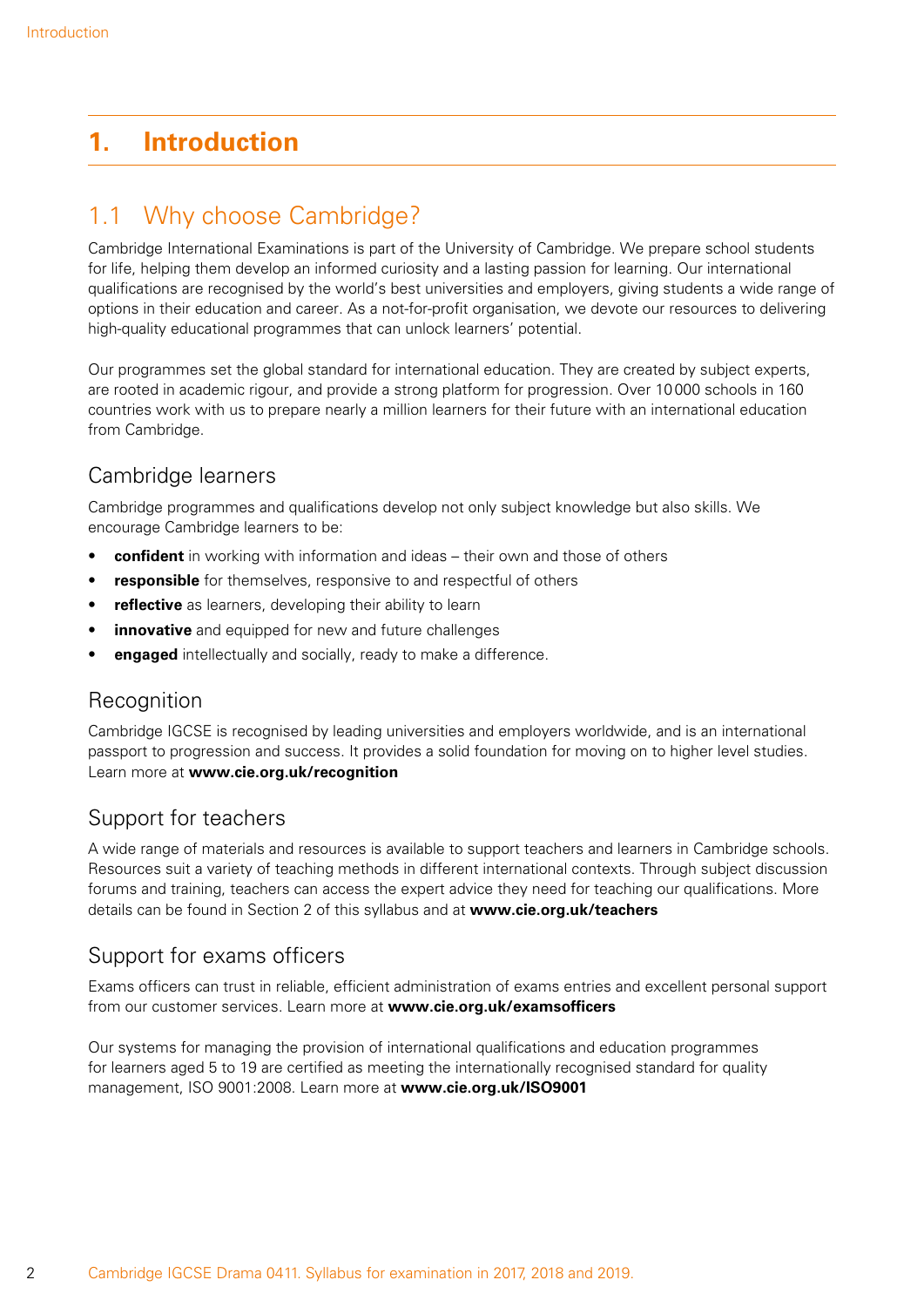# 1. Introduction

## 1.1 Why choose Cambridge?

Cambridge International Examinations is part of the University of Cambridge. We prepare school students for life, helping them develop an informed curiosity and a lasting passion for learning. Our international qualifications are recognised by the world's best universities and employers, giving students a wide range of options in their education and career. As a not-for-profit organisation, we devote our resources to delivering high-quality educational programmes that can unlock learners' potential.

Our programmes set the global standard for international education. They are created by subject experts, are rooted in academic rigour, and provide a strong platform for progression. Over 10 000 schools in 160 countries work with us to prepare nearly a million learners for their future with an international education from Cambridge.

### Cambridge learners

Cambridge programmes and qualifications develop not only subject knowledge but also skills. We encourage Cambridge learners to be:

- **confident** in working with information and ideas – their own and those of others
- **responsible** for themselves, responsive to and respectful of others
- **reflective** as learners, developing their ability to learn
- **innovative** and equipped for new and future challenges
- **engaged** intellectually and socially, ready to make a difference.

### Recognition

Cambridge IGCSE is recognised by leading universities and employers worldwide, and is an international passport to progression and success. It provides a solid foundation for moving on to higher level studies. Learn more at **www.cie.org.uk/recognition**

### Support for teachers

A wide range of materials and resources is available to support teachers and learners in Cambridge schools. Resources suit a variety of teaching methods in different international contexts. Through subject discussion forums and training, teachers can access the expert advice they need for teaching our qualifications. More details can be found in Section 2 of this syllabus and at **www.cie.org.uk/teachers**

### Support for exams officers

Exams officers can trust in reliable, efficient administration of exams entries and excellent personal support from our customer services. Learn more at **www.cie.org.uk/examsofficers**

Our systems for managing the provision of international qualifications and education programmes for learners aged 5 to 19 are certified as meeting the internationally recognised standard for quality management, ISO 9001:2008. Learn more at **www.cie.org.uk/ISO9001**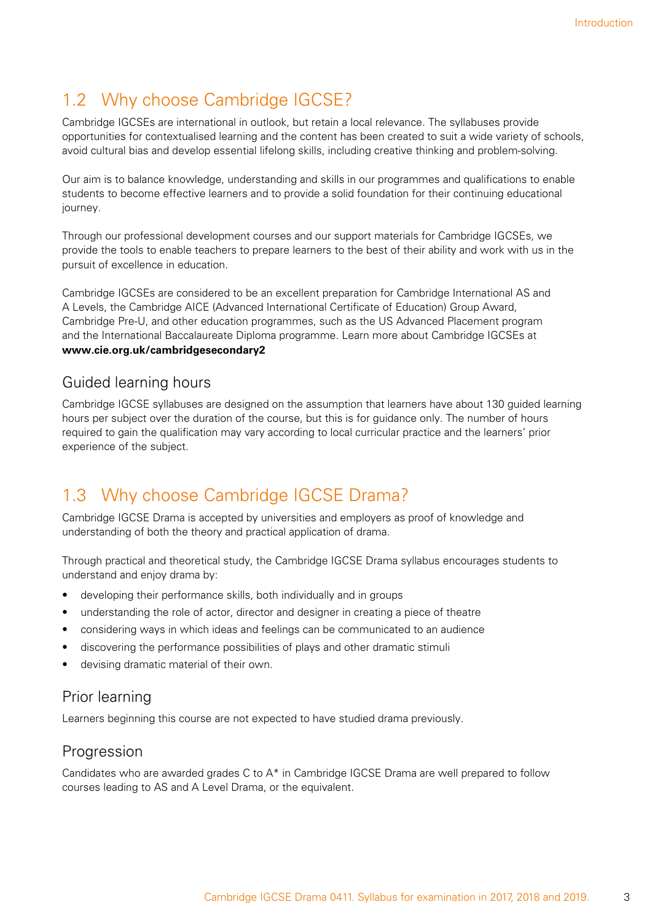## 1.2 Why choose Cambridge IGCSE?

Cambridge IGCSEs are international in outlook, but retain a local relevance. The syllabuses provide opportunities for contextualised learning and the content has been created to suit a wide variety of schools, avoid cultural bias and develop essential lifelong skills, including creative thinking and problem-solving.

Our aim is to balance knowledge, understanding and skills in our programmes and qualifications to enable students to become effective learners and to provide a solid foundation for their continuing educational journey.

Through our professional development courses and our support materials for Cambridge IGCSEs, we provide the tools to enable teachers to prepare learners to the best of their ability and work with us in the pursuit of excellence in education.

Cambridge IGCSEs are considered to be an excellent preparation for Cambridge International AS and A Levels, the Cambridge AICE (Advanced International Certificate of Education) Group Award, Cambridge Pre-U, and other education programmes, such as the US Advanced Placement program and the International Baccalaureate Diploma programme. Learn more about Cambridge IGCSEs at **www.cie.org.uk/cambridgesecondary2**

### Guided learning hours

Cambridge IGCSE syllabuses are designed on the assumption that learners have about 130 guided learning hours per subject over the duration of the course, but this is for guidance only. The number of hours required to gain the qualification may vary according to local curricular practice and the learners' prior experience of the subject.

## 1.3 Why choose Cambridge IGCSE Drama?

Cambridge IGCSE Drama is accepted by universities and employers as proof of knowledge and understanding of both the theory and practical application of drama.

Through practical and theoretical study, the Cambridge IGCSE Drama syllabus encourages students to understand and enjoy drama by:

- developing their performance skills, both individually and in groups
- understanding the role of actor, director and designer in creating a piece of theatre
- considering ways in which ideas and feelings can be communicated to an audience
- discovering the performance possibilities of plays and other dramatic stimuli
- devising dramatic material of their own.

### Prior learning

Learners beginning this course are not expected to have studied drama previously.

### Progression

Candidates who are awarded grades C to A* in Cambridge IGCSE Drama are well prepared to follow courses leading to AS and A Level Drama, or the equivalent.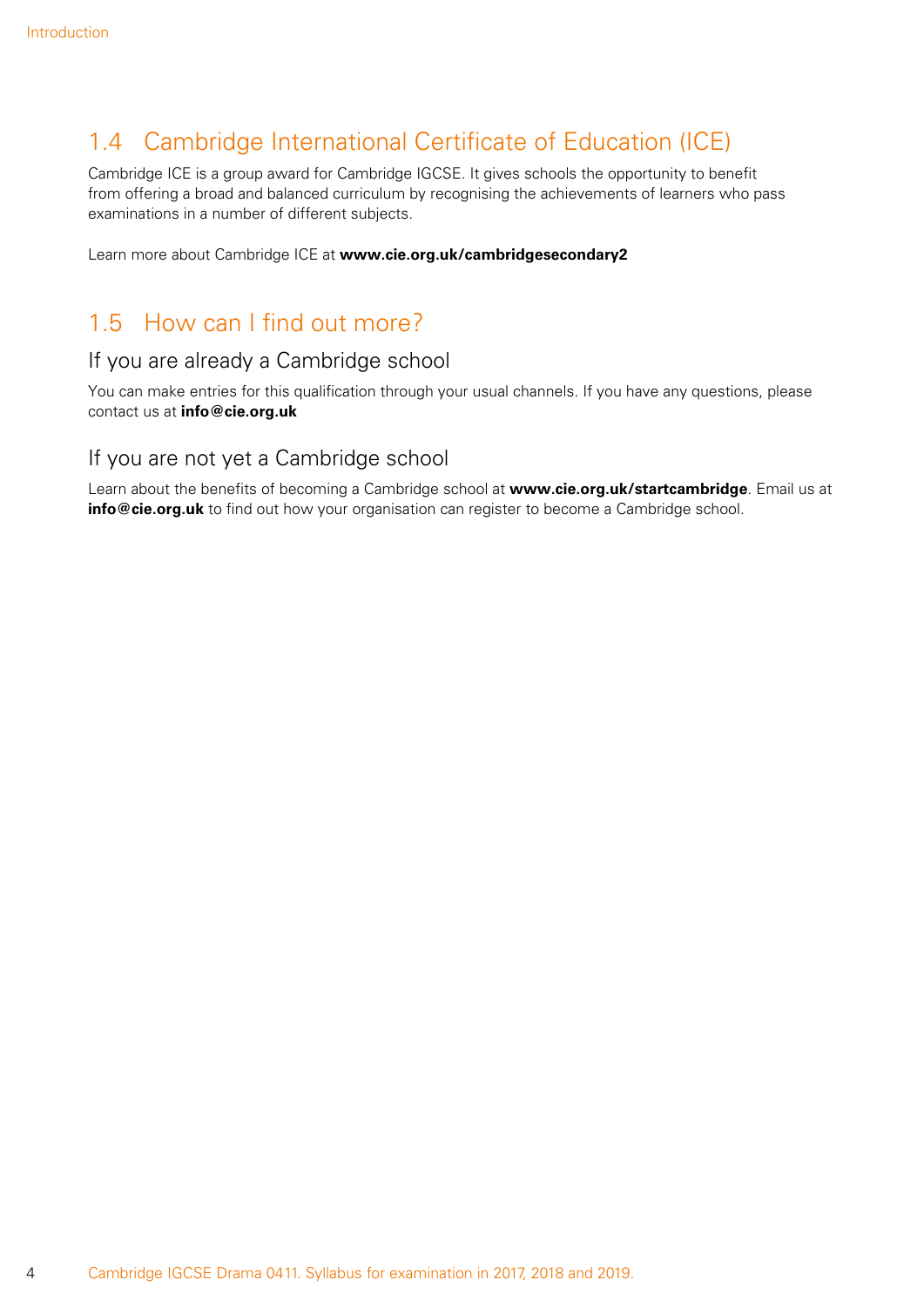## 1.4 Cambridge International Certificate of Education (ICE)

Cambridge ICE is a group award for Cambridge IGCSE. It gives schools the opportunity to benefit from offering a broad and balanced curriculum by recognising the achievements of learners who pass examinations in a number of different subjects.

Learn more about Cambridge ICE at **www.cie.org.uk/cambridgesecondary2**

## 1.5 How can I find out more?

### If you are already a Cambridge school

You can make entries for this qualification through your usual channels. If you have any questions, please contact us at **info@cie.org.uk**

### If you are not yet a Cambridge school

Learn about the benefits of becoming a Cambridge school at **www.cie.org.uk/startcambridge**. Email us at **info@cie.org.uk** to find out how your organisation can register to become a Cambridge school.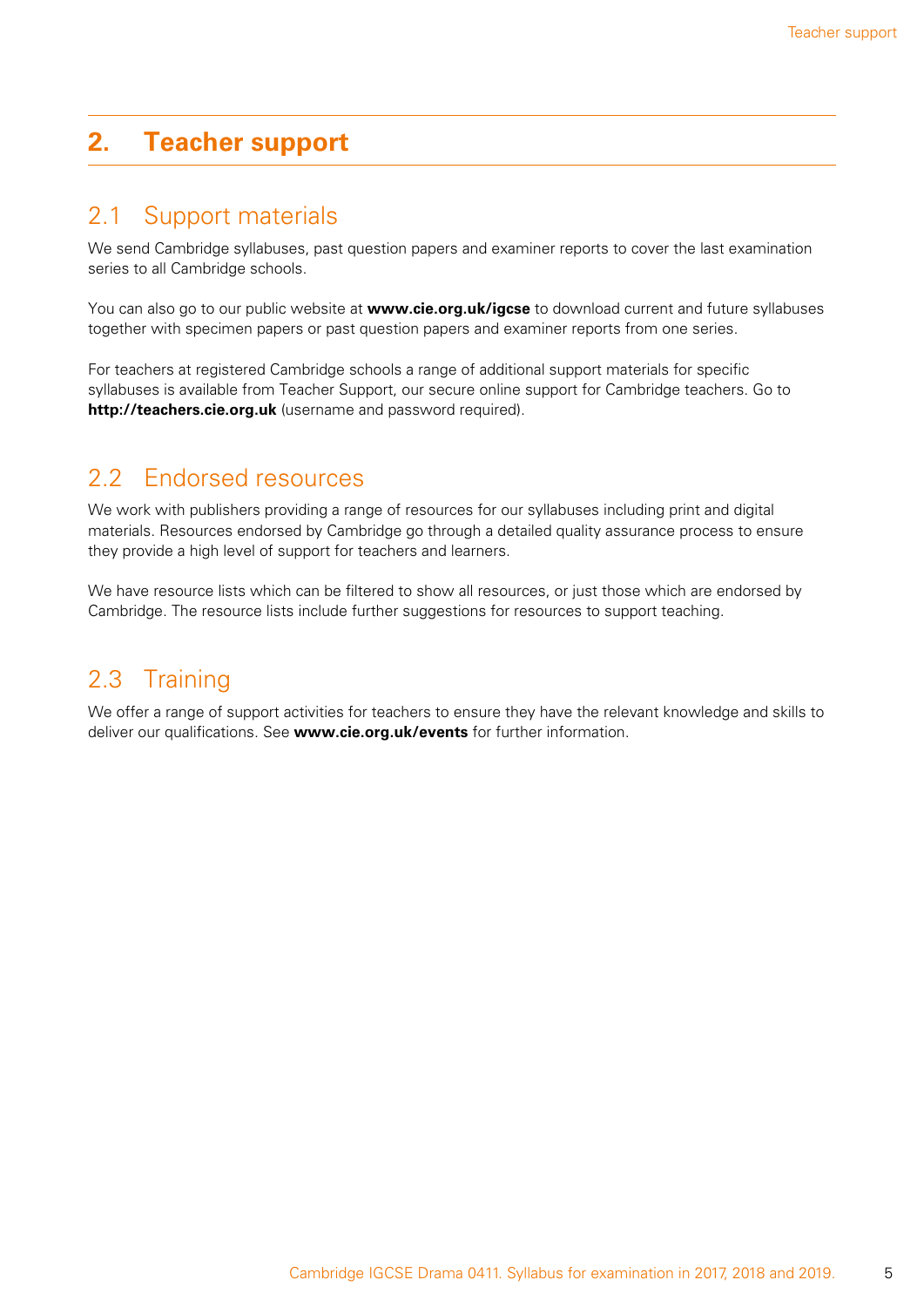# 2. Teacher support

## 2.1 Support materials

We send Cambridge syllabuses, past question papers and examiner reports to cover the last examination series to all Cambridge schools.

You can also go to our public website at **www.cie.org.uk/igcse** to download current and future syllabuses together with specimen papers or past question papers and examiner reports from one series.

For teachers at registered Cambridge schools a range of additional support materials for specific syllabuses is available from Teacher Support, our secure online support for Cambridge teachers. Go to **http://teachers.cie.org.uk** (username and password required).

## 2.2 Endorsed resources

We work with publishers providing a range of resources for our syllabuses including print and digital materials. Resources endorsed by Cambridge go through a detailed quality assurance process to ensure they provide a high level of support for teachers and learners.

We have resource lists which can be filtered to show all resources, or just those which are endorsed by Cambridge. The resource lists include further suggestions for resources to support teaching.

## 2.3 Training

We offer a range of support activities for teachers to ensure they have the relevant knowledge and skills to deliver our qualifications. See **www.cie.org.uk/events** for further information.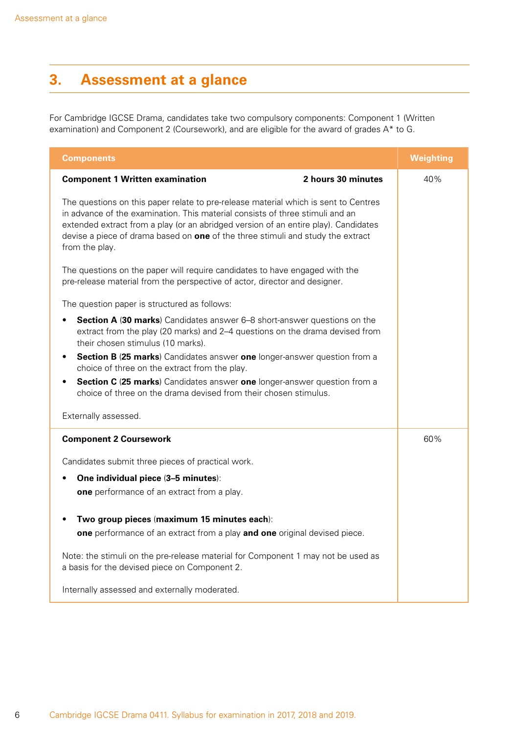# 3. Assessment at a glance

For Cambridge IGCSE Drama, candidates take two compulsory components: Component 1 (Written examination) and Component 2 (Coursework), and are eligible for the award of grades A* to G.

| Components | Weighting |
|---|---|
| **Component 1 Written examination** **2 hours 30 minutes**<br><br>The questions on this paper relate to pre-release material which is sent to Centres in advance of the examination. This material consists of three stimuli and an extended extract from a play (or an abridged version of an entire play). Candidates devise a piece of drama based on **one** of the three stimuli and study the extract from the play.<br><br>The questions on the paper will require candidates to have engaged with the pre-release material from the perspective of actor, director and designer.<br><br>The question paper is structured as follows:<br>• **Section A** (**30 marks**) Candidates answer 6–8 short-answer questions on the extract from the play (20 marks) and 2–4 questions on the drama devised from their chosen stimulus (10 marks).<br>• **Section B** (**25 marks**) Candidates answer **one** longer-answer question from a choice of three on the extract from the play.<br>• **Section C** (**25 marks**) Candidates answer **one** longer-answer question from a choice of three on the drama devised from their chosen stimulus.<br><br>Externally assessed. | 40% |
| **Component 2 Coursework**<br><br>Candidates submit three pieces of practical work.<br>• **One individual piece** (**3–5 minutes**):<br>**one** performance of an extract from a play.<br>• **Two group pieces** (**maximum 15 minutes each**):<br>**one** performance of an extract from a play **and one** original devised piece.<br><br>Note: the stimuli on the pre-release material for Component 1 may not be used as a basis for the devised piece on Component 2.<br><br>Internally assessed and externally moderated. | 60% |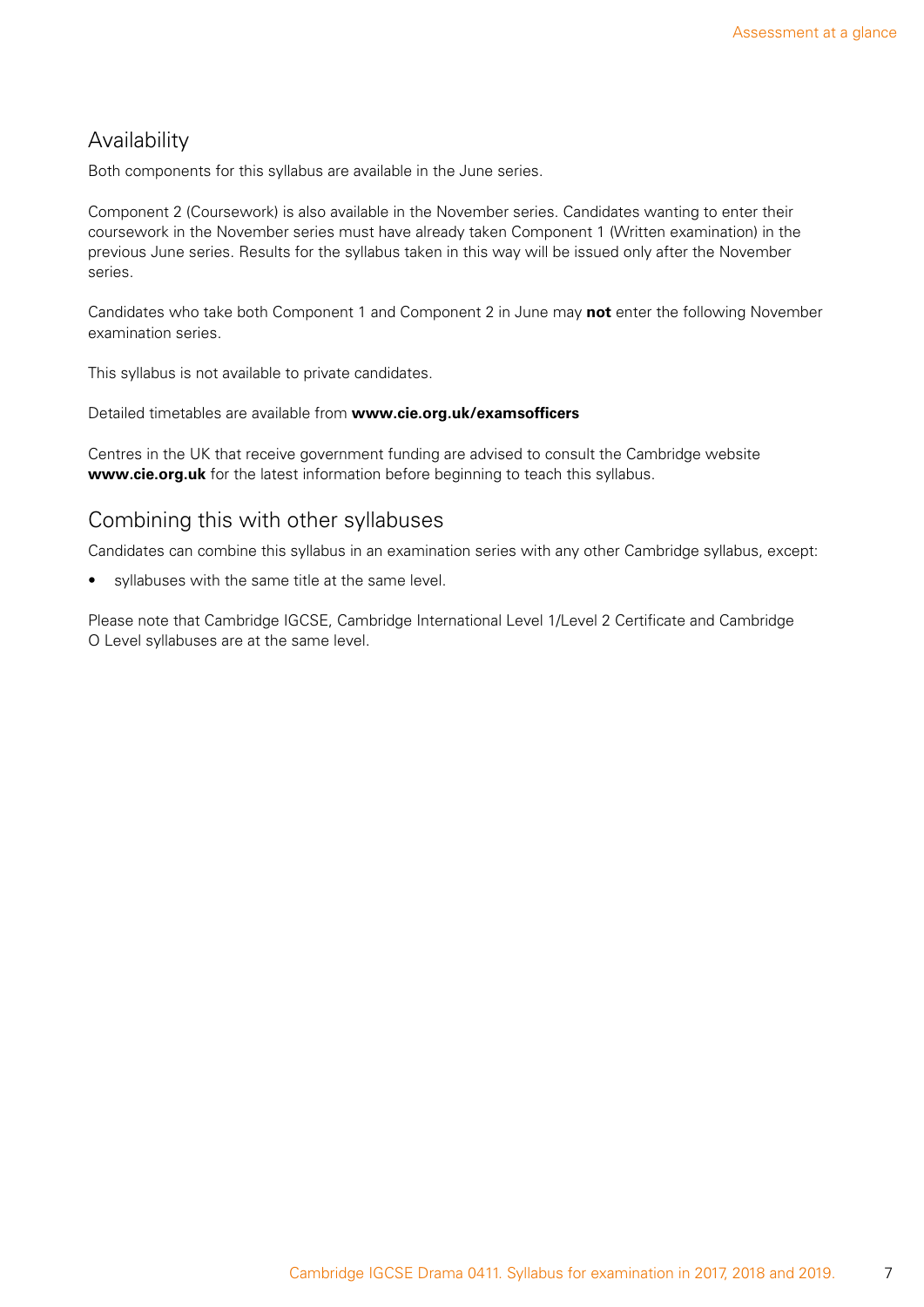## Availability

Both components for this syllabus are available in the June series.

Component 2 (Coursework) is also available in the November series. Candidates wanting to enter their coursework in the November series must have already taken Component 1 (Written examination) in the previous June series. Results for the syllabus taken in this way will be issued only after the November series.

Candidates who take both Component 1 and Component 2 in June may **not** enter the following November examination series.

This syllabus is not available to private candidates.

Detailed timetables are available from **www.cie.org.uk/examsofficers**

Centres in the UK that receive government funding are advised to consult the Cambridge website **www.cie.org.uk** for the latest information before beginning to teach this syllabus.

## Combining this with other syllabuses

Candidates can combine this syllabus in an examination series with any other Cambridge syllabus, except:

- syllabuses with the same title at the same level.

Please note that Cambridge IGCSE, Cambridge International Level 1/Level 2 Certificate and Cambridge O Level syllabuses are at the same level.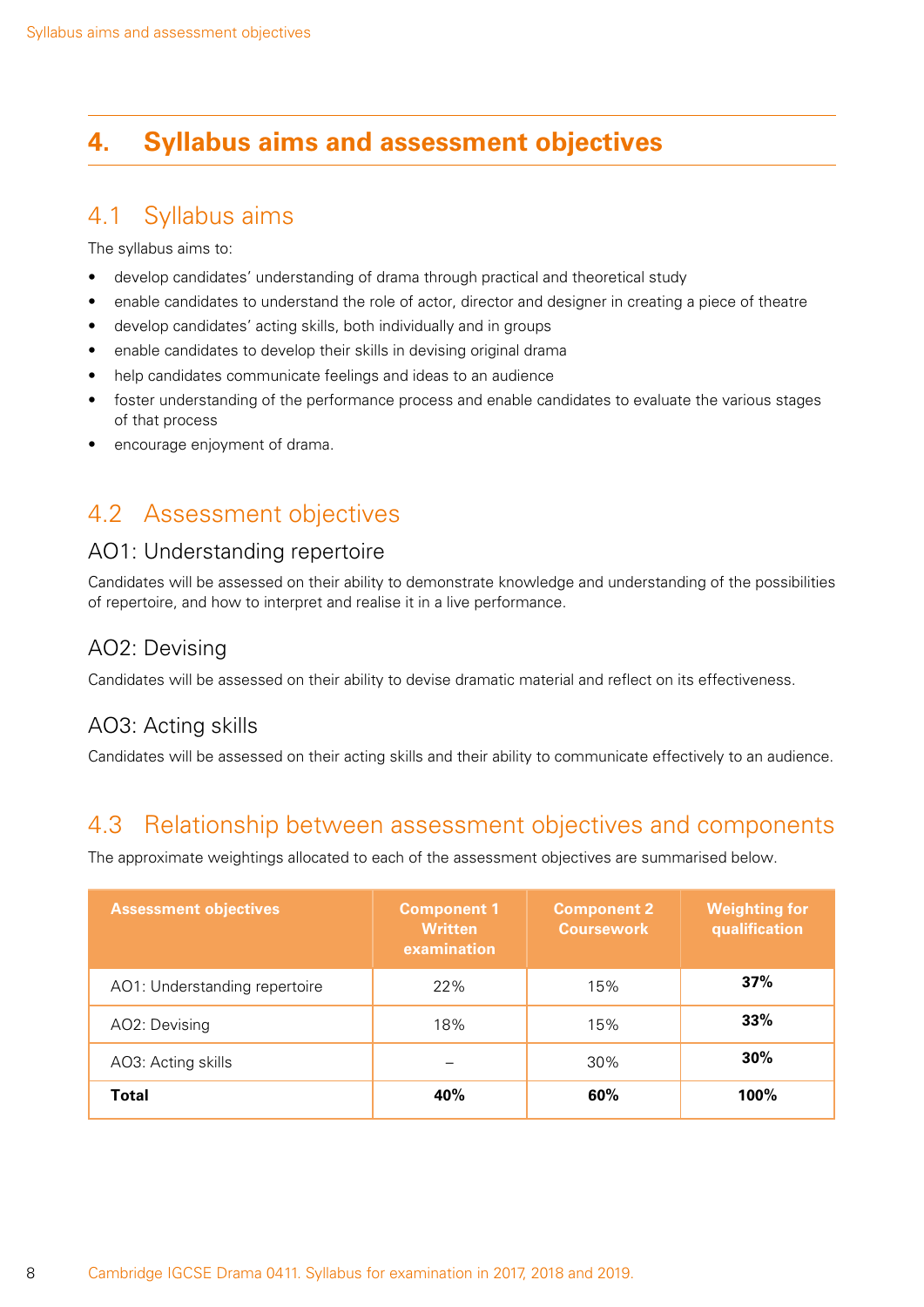# 4. Syllabus aims and assessment objectives

## 4.1 Syllabus aims

The syllabus aims to:

- develop candidates' understanding of drama through practical and theoretical study
- enable candidates to understand the role of actor, director and designer in creating a piece of theatre
- develop candidates' acting skills, both individually and in groups
- enable candidates to develop their skills in devising original drama
- help candidates communicate feelings and ideas to an audience
- foster understanding of the performance process and enable candidates to evaluate the various stages of that process
- encourage enjoyment of drama.

## 4.2 Assessment objectives

### AO1: Understanding repertoire

Candidates will be assessed on their ability to demonstrate knowledge and understanding of the possibilities of repertoire, and how to interpret and realise it in a live performance.

### AO2: Devising

Candidates will be assessed on their ability to devise dramatic material and reflect on its effectiveness.

### AO3: Acting skills

Candidates will be assessed on their acting skills and their ability to communicate effectively to an audience.

## 4.3 Relationship between assessment objectives and components

The approximate weightings allocated to each of the assessment objectives are summarised below.

| Assessment objectives | Component 1 Written examination | Component 2 Coursework | Weighting for qualification |
|---|---|---|---|
| AO1: Understanding repertoire | 22% | 15% | **37%** |
| AO2: Devising | 18% | 15% | **33%** |
| AO3: Acting skills | – | 30% | **30%** |
| **Total** | **40%** | **60%** | **100%** |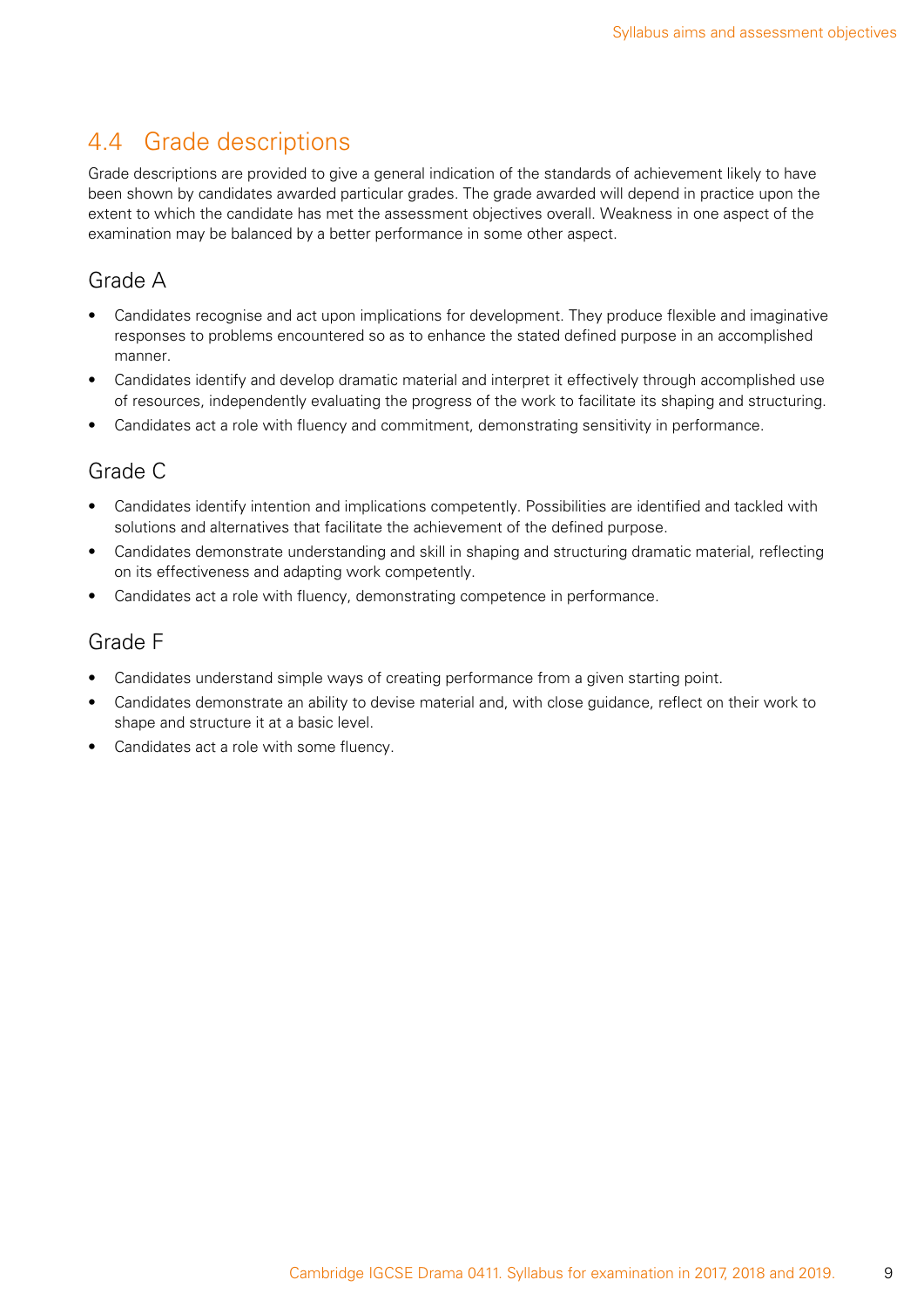## 4.4 Grade descriptions

Grade descriptions are provided to give a general indication of the standards of achievement likely to have been shown by candidates awarded particular grades. The grade awarded will depend in practice upon the extent to which the candidate has met the assessment objectives overall. Weakness in one aspect of the examination may be balanced by a better performance in some other aspect.

### Grade A

- Candidates recognise and act upon implications for development. They produce flexible and imaginative responses to problems encountered so as to enhance the stated defined purpose in an accomplished manner.
- Candidates identify and develop dramatic material and interpret it effectively through accomplished use of resources, independently evaluating the progress of the work to facilitate its shaping and structuring.
- Candidates act a role with fluency and commitment, demonstrating sensitivity in performance.

### Grade C

- Candidates identify intention and implications competently. Possibilities are identified and tackled with solutions and alternatives that facilitate the achievement of the defined purpose.
- Candidates demonstrate understanding and skill in shaping and structuring dramatic material, reflecting on its effectiveness and adapting work competently.
- Candidates act a role with fluency, demonstrating competence in performance.

### Grade F

- Candidates understand simple ways of creating performance from a given starting point.
- Candidates demonstrate an ability to devise material and, with close guidance, reflect on their work to shape and structure it at a basic level.
- Candidates act a role with some fluency.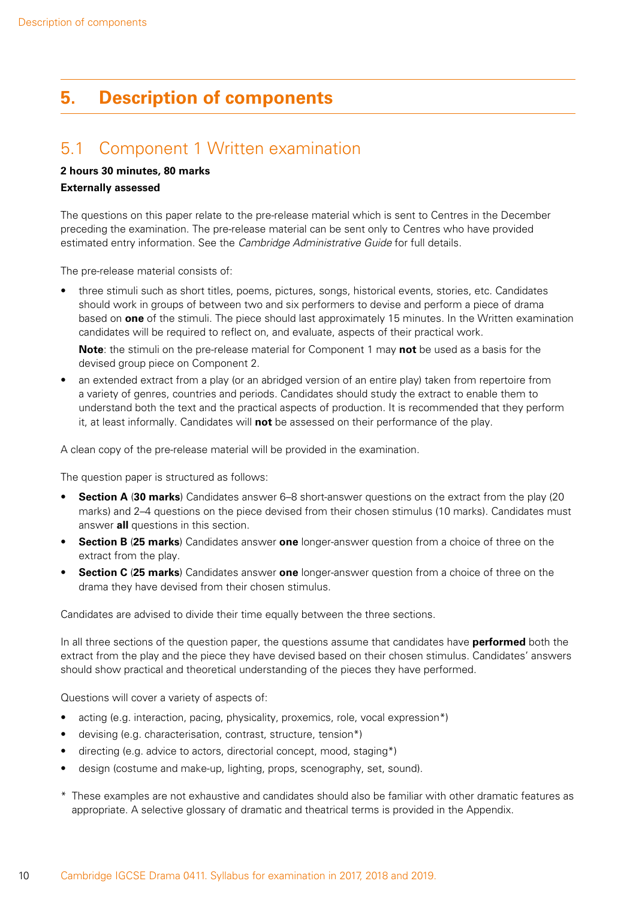# 5. Description of components

## 5.1 Component 1 Written examination

**2 hours 30 minutes, 80 marks**

**Externally assessed**

The questions on this paper relate to the pre-release material which is sent to Centres in the December preceding the examination. The pre-release material can be sent only to Centres who have provided estimated entry information. See the *Cambridge Administrative Guide* for full details.

The pre-release material consists of:

- three stimuli such as short titles, poems, pictures, songs, historical events, stories, etc. Candidates should work in groups of between two and six performers to devise and perform a piece of drama based on **one** of the stimuli. The piece should last approximately 15 minutes. In the Written examination candidates will be required to reflect on, and evaluate, aspects of their practical work.

  **Note**: the stimuli on the pre-release material for Component 1 may **not** be used as a basis for the devised group piece on Component 2.

- an extended extract from a play (or an abridged version of an entire play) taken from repertoire from a variety of genres, countries and periods. Candidates should study the extract to enable them to understand both the text and the practical aspects of production. It is recommended that they perform it, at least informally. Candidates will **not** be assessed on their performance of the play.

A clean copy of the pre-release material will be provided in the examination.

The question paper is structured as follows:

- **Section A** (**30 marks**) Candidates answer 6–8 short-answer questions on the extract from the play (20 marks) and 2–4 questions on the piece devised from their chosen stimulus (10 marks). Candidates must answer **all** questions in this section.
- **Section B** (**25 marks**) Candidates answer **one** longer-answer question from a choice of three on the extract from the play.
- **Section C** (**25 marks**) Candidates answer **one** longer-answer question from a choice of three on the drama they have devised from their chosen stimulus.

Candidates are advised to divide their time equally between the three sections.

In all three sections of the question paper, the questions assume that candidates have **performed** both the extract from the play and the piece they have devised based on their chosen stimulus. Candidates' answers should show practical and theoretical understanding of the pieces they have performed.

Questions will cover a variety of aspects of:

- acting (e.g. interaction, pacing, physicality, proxemics, role, vocal expression*)
- devising (e.g. characterisation, contrast, structure, tension*)
- directing (e.g. advice to actors, directorial concept, mood, staging*)
- design (costume and make-up, lighting, props, scenography, set, sound).

\* These examples are not exhaustive and candidates should also be familiar with other dramatic features as appropriate. A selective glossary of dramatic and theatrical terms is provided in the Appendix.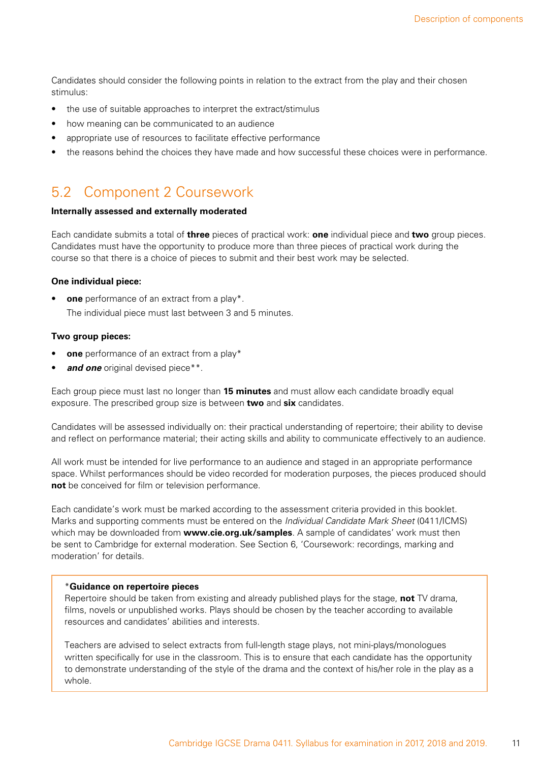Candidates should consider the following points in relation to the extract from the play and their chosen stimulus:

- the use of suitable approaches to interpret the extract/stimulus
- how meaning can be communicated to an audience
- appropriate use of resources to facilitate effective performance
- the reasons behind the choices they have made and how successful these choices were in performance.

## 5.2 Component 2 Coursework

**Internally assessed and externally moderated**

Each candidate submits a total of **three** pieces of practical work: **one** individual piece and **two** group pieces. Candidates must have the opportunity to produce more than three pieces of practical work during the course so that there is a choice of pieces to submit and their best work may be selected.

**One individual piece:**

- **one** performance of an extract from a play*.
  The individual piece must last between 3 and 5 minutes.

**Two group pieces:**

- **one** performance of an extract from a play*
- ***and one*** original devised piece**.

Each group piece must last no longer than **15 minutes** and must allow each candidate broadly equal exposure. The prescribed group size is between **two** and **six** candidates.

Candidates will be assessed individually on: their practical understanding of repertoire; their ability to devise and reflect on performance material; their acting skills and ability to communicate effectively to an audience.

All work must be intended for live performance to an audience and staged in an appropriate performance space. Whilst performances should be video recorded for moderation purposes, the pieces produced should **not** be conceived for film or television performance.

Each candidate's work must be marked according to the assessment criteria provided in this booklet. Marks and supporting comments must be entered on the *Individual Candidate Mark Sheet* (0411/ICMS) which may be downloaded from **www.cie.org.uk/samples**. A sample of candidates' work must then be sent to Cambridge for external moderation. See Section 6, 'Coursework: recordings, marking and moderation' for details.

> ***Guidance on repertoire pieces**
> Repertoire should be taken from existing and already published plays for the stage, **not** TV drama, films, novels or unpublished works. Plays should be chosen by the teacher according to available resources and candidates' abilities and interests.
>
> Teachers are advised to select extracts from full-length stage plays, not mini-plays/monologues written specifically for use in the classroom. This is to ensure that each candidate has the opportunity to demonstrate understanding of the style of the drama and the context of his/her role in the play as a whole.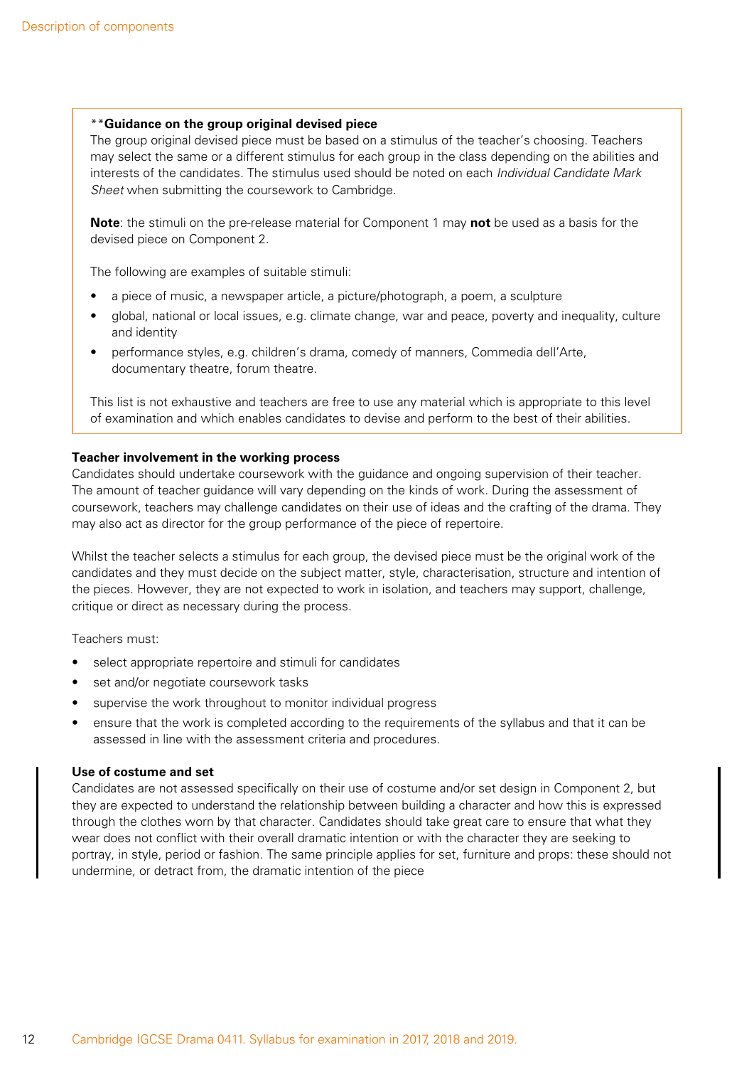**\*\*Guidance on the group original devised piece**

The group original devised piece must be based on a stimulus of the teacher's choosing. Teachers may select the same or a different stimulus for each group in the class depending on the abilities and interests of the candidates. The stimulus used should be noted on each *Individual Candidate Mark Sheet* when submitting the coursework to Cambridge.

**Note**: the stimuli on the pre-release material for Component 1 may **not** be used as a basis for the devised piece on Component 2.

The following are examples of suitable stimuli:

- a piece of music, a newspaper article, a picture/photograph, a poem, a sculpture
- global, national or local issues, e.g. climate change, war and peace, poverty and inequality, culture and identity
- performance styles, e.g. children's drama, comedy of manners, Commedia dell'Arte, documentary theatre, forum theatre.

This list is not exhaustive and teachers are free to use any material which is appropriate to this level of examination and which enables candidates to devise and perform to the best of their abilities.

**Teacher involvement in the working process**

Candidates should undertake coursework with the guidance and ongoing supervision of their teacher. The amount of teacher guidance will vary depending on the kinds of work. During the assessment of coursework, teachers may challenge candidates on their use of ideas and the crafting of the drama. They may also act as director for the group performance of the piece of repertoire.

Whilst the teacher selects a stimulus for each group, the devised piece must be the original work of the candidates and they must decide on the subject matter, style, characterisation, structure and intention of the pieces. However, they are not expected to work in isolation, and teachers may support, challenge, critique or direct as necessary during the process.

Teachers must:

- select appropriate repertoire and stimuli for candidates
- set and/or negotiate coursework tasks
- supervise the work throughout to monitor individual progress
- ensure that the work is completed according to the requirements of the syllabus and that it can be assessed in line with the assessment criteria and procedures.

**Use of costume and set**

Candidates are not assessed specifically on their use of costume and/or set design in Component 2, but they are expected to understand the relationship between building a character and how this is expressed through the clothes worn by that character. Candidates should take great care to ensure that what they wear does not conflict with their overall dramatic intention or with the character they are seeking to portray, in style, period or fashion. The same principle applies for set, furniture and props: these should not undermine, or detract from, the dramatic intention of the piece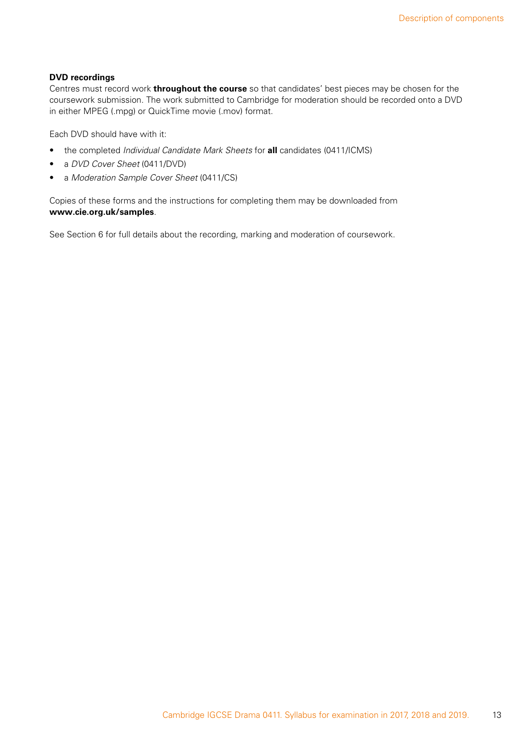**DVD recordings**

Centres must record work **throughout the course** so that candidates' best pieces may be chosen for the coursework submission. The work submitted to Cambridge for moderation should be recorded onto a DVD in either MPEG (.mpg) or QuickTime movie (.mov) format.

Each DVD should have with it:

- the completed *Individual Candidate Mark Sheets* for **all** candidates (0411/ICMS)
- a *DVD Cover Sheet* (0411/DVD)
- a *Moderation Sample Cover Sheet* (0411/CS)

Copies of these forms and the instructions for completing them may be downloaded from **www.cie.org.uk/samples**.

See Section 6 for full details about the recording, marking and moderation of coursework.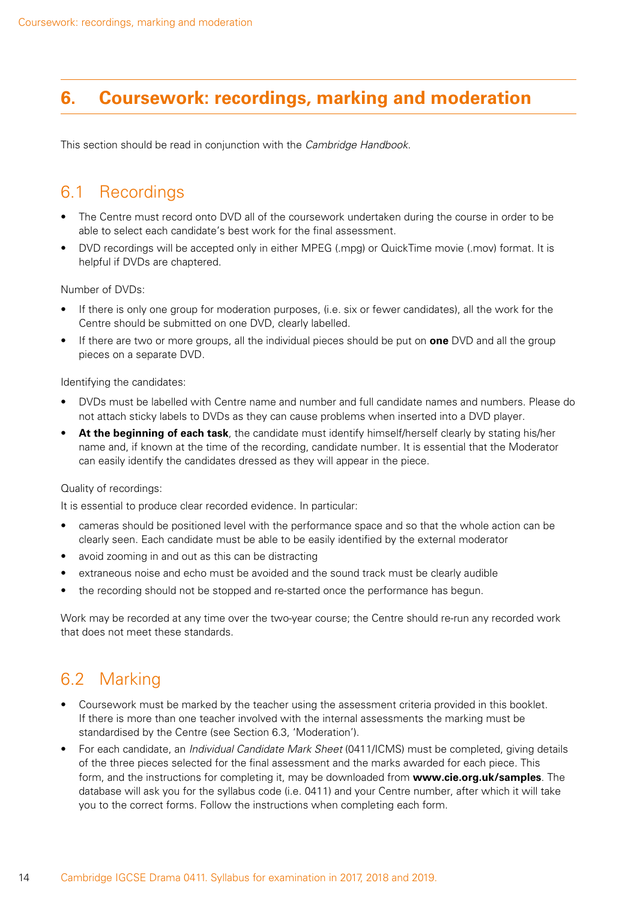# 6. Coursework: recordings, marking and moderation

This section should be read in conjunction with the *Cambridge Handbook*.

## 6.1 Recordings

- The Centre must record onto DVD all of the coursework undertaken during the course in order to be able to select each candidate's best work for the final assessment.
- DVD recordings will be accepted only in either MPEG (.mpg) or QuickTime movie (.mov) format. It is helpful if DVDs are chaptered.

Number of DVDs:

- If there is only one group for moderation purposes, (i.e. six or fewer candidates), all the work for the Centre should be submitted on one DVD, clearly labelled.
- If there are two or more groups, all the individual pieces should be put on **one** DVD and all the group pieces on a separate DVD.

Identifying the candidates:

- DVDs must be labelled with Centre name and number and full candidate names and numbers. Please do not attach sticky labels to DVDs as they can cause problems when inserted into a DVD player.
- **At the beginning of each task**, the candidate must identify himself/herself clearly by stating his/her name and, if known at the time of the recording, candidate number. It is essential that the Moderator can easily identify the candidates dressed as they will appear in the piece.

Quality of recordings:

It is essential to produce clear recorded evidence. In particular:

- cameras should be positioned level with the performance space and so that the whole action can be clearly seen. Each candidate must be able to be easily identified by the external moderator
- avoid zooming in and out as this can be distracting
- extraneous noise and echo must be avoided and the sound track must be clearly audible
- the recording should not be stopped and re-started once the performance has begun.

Work may be recorded at any time over the two-year course; the Centre should re-run any recorded work that does not meet these standards.

## 6.2 Marking

- Coursework must be marked by the teacher using the assessment criteria provided in this booklet. If there is more than one teacher involved with the internal assessments the marking must be standardised by the Centre (see Section 6.3, 'Moderation').
- For each candidate, an *Individual Candidate Mark Sheet* (0411/ICMS) must be completed, giving details of the three pieces selected for the final assessment and the marks awarded for each piece. This form, and the instructions for completing it, may be downloaded from **www.cie.org.uk/samples**. The database will ask you for the syllabus code (i.e. 0411) and your Centre number, after which it will take you to the correct forms. Follow the instructions when completing each form.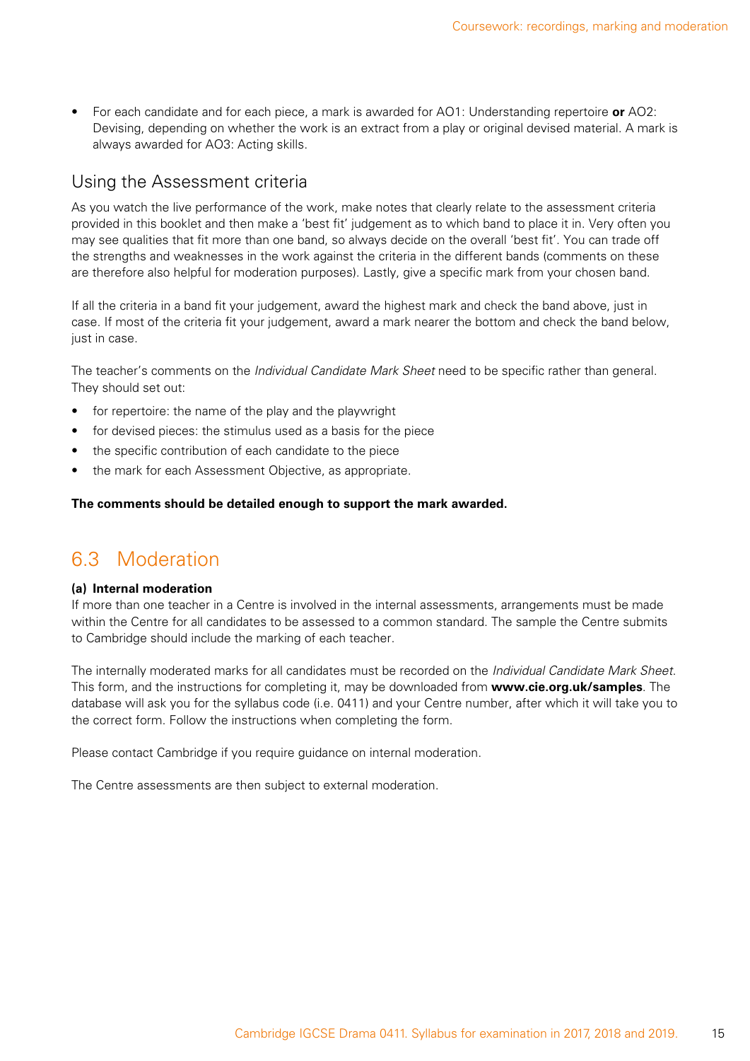- For each candidate and for each piece, a mark is awarded for AO1: Understanding repertoire **or** AO2: Devising, depending on whether the work is an extract from a play or original devised material. A mark is always awarded for AO3: Acting skills.

## Using the Assessment criteria

As you watch the live performance of the work, make notes that clearly relate to the assessment criteria provided in this booklet and then make a 'best fit' judgement as to which band to place it in. Very often you may see qualities that fit more than one band, so always decide on the overall 'best fit'. You can trade off the strengths and weaknesses in the work against the criteria in the different bands (comments on these are therefore also helpful for moderation purposes). Lastly, give a specific mark from your chosen band.

If all the criteria in a band fit your judgement, award the highest mark and check the band above, just in case. If most of the criteria fit your judgement, award a mark nearer the bottom and check the band below, just in case.

The teacher's comments on the *Individual Candidate Mark Sheet* need to be specific rather than general. They should set out:

- for repertoire: the name of the play and the playwright
- for devised pieces: the stimulus used as a basis for the piece
- the specific contribution of each candidate to the piece
- the mark for each Assessment Objective, as appropriate.

**The comments should be detailed enough to support the mark awarded.**

# 6.3 Moderation

**(a) Internal moderation**

If more than one teacher in a Centre is involved in the internal assessments, arrangements must be made within the Centre for all candidates to be assessed to a common standard. The sample the Centre submits to Cambridge should include the marking of each teacher.

The internally moderated marks for all candidates must be recorded on the *Individual Candidate Mark Sheet*. This form, and the instructions for completing it, may be downloaded from **www.cie.org.uk/samples**. The database will ask you for the syllabus code (i.e. 0411) and your Centre number, after which it will take you to the correct form. Follow the instructions when completing the form.

Please contact Cambridge if you require guidance on internal moderation.

The Centre assessments are then subject to external moderation.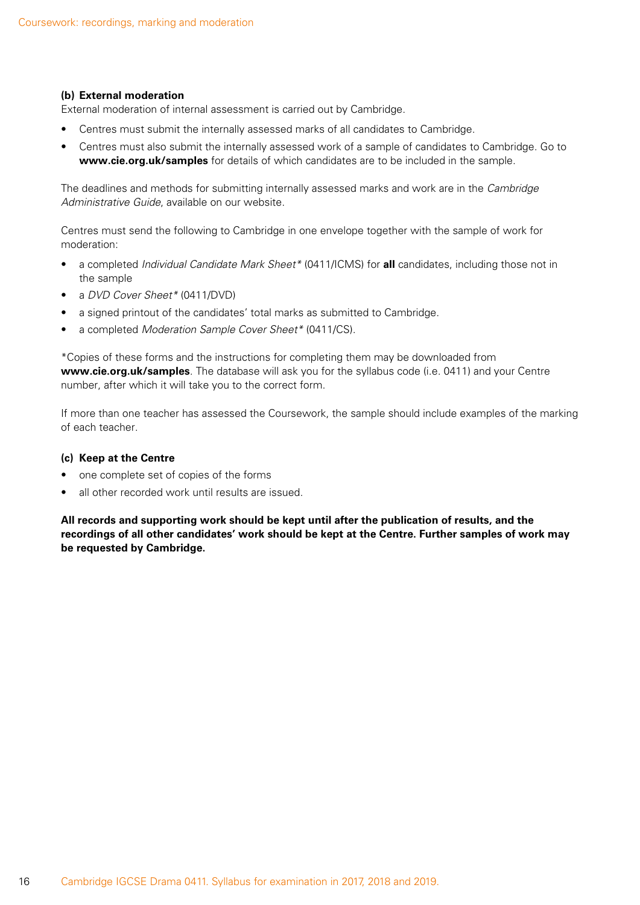### (b) External moderation

External moderation of internal assessment is carried out by Cambridge.

- Centres must submit the internally assessed marks of all candidates to Cambridge.
- Centres must also submit the internally assessed work of a sample of candidates to Cambridge. Go to **www.cie.org.uk/samples** for details of which candidates are to be included in the sample.

The deadlines and methods for submitting internally assessed marks and work are in the *Cambridge Administrative Guide*, available on our website.

Centres must send the following to Cambridge in one envelope together with the sample of work for moderation:

- a completed *Individual Candidate Mark Sheet** (0411/ICMS) for **all** candidates, including those not in the sample
- a *DVD Cover Sheet** (0411/DVD)
- a signed printout of the candidates' total marks as submitted to Cambridge.
- a completed *Moderation Sample Cover Sheet** (0411/CS).

*Copies of these forms and the instructions for completing them may be downloaded from **www.cie.org.uk/samples**. The database will ask you for the syllabus code (i.e. 0411) and your Centre number, after which it will take you to the correct form.

If more than one teacher has assessed the Coursework, the sample should include examples of the marking of each teacher.

### (c) Keep at the Centre

- one complete set of copies of the forms
- all other recorded work until results are issued.

**All records and supporting work should be kept until after the publication of results, and the recordings of all other candidates' work should be kept at the Centre. Further samples of work may be requested by Cambridge.**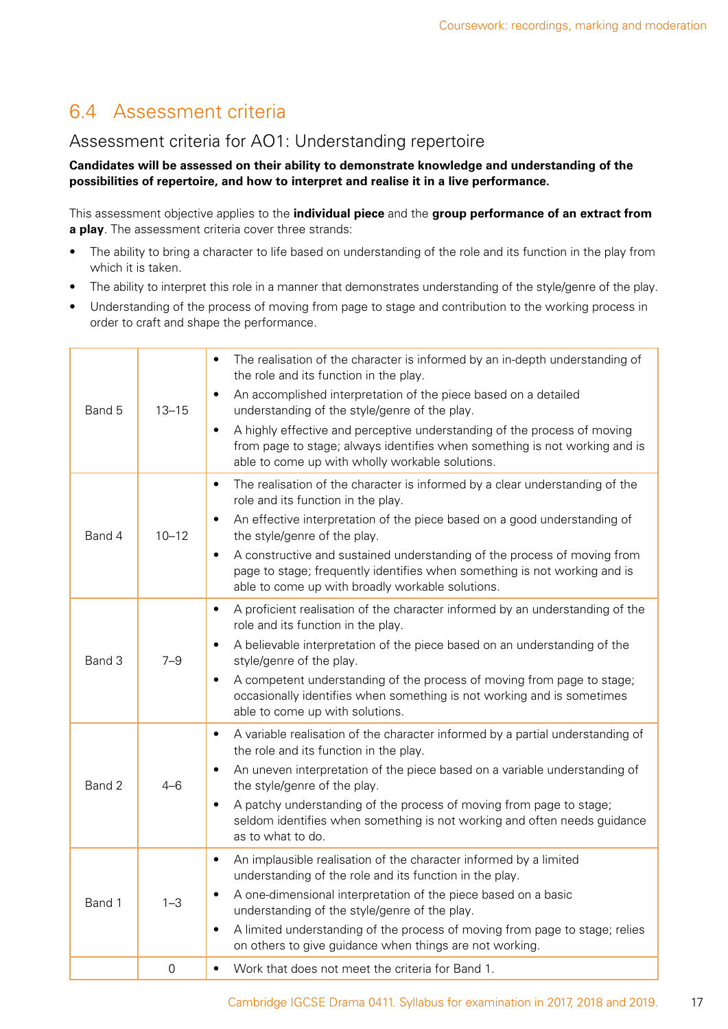## 6.4 Assessment criteria

### Assessment criteria for AO1: Understanding repertoire

**Candidates will be assessed on their ability to demonstrate knowledge and understanding of the possibilities of repertoire, and how to interpret and realise it in a live performance.**

This assessment objective applies to the **individual piece** and the **group performance of an extract from a play**. The assessment criteria cover three strands:

- The ability to bring a character to life based on understanding of the role and its function in the play from which it is taken.
- The ability to interpret this role in a manner that demonstrates understanding of the style/genre of the play.
- Understanding of the process of moving from page to stage and contribution to the working process in order to craft and shape the performance.

| | | |
|---|---|---|
| Band 5 | 13–15 | • The realisation of the character is informed by an in-depth understanding of the role and its function in the play.<br>• An accomplished interpretation of the piece based on a detailed understanding of the style/genre of the play.<br>• A highly effective and perceptive understanding of the process of moving from page to stage; always identifies when something is not working and is able to come up with wholly workable solutions. |
| Band 4 | 10–12 | • The realisation of the character is informed by a clear understanding of the role and its function in the play.<br>• An effective interpretation of the piece based on a good understanding of the style/genre of the play.<br>• A constructive and sustained understanding of the process of moving from page to stage; frequently identifies when something is not working and is able to come up with broadly workable solutions. |
| Band 3 | 7–9 | • A proficient realisation of the character informed by an understanding of the role and its function in the play.<br>• A believable interpretation of the piece based on an understanding of the style/genre of the play.<br>• A competent understanding of the process of moving from page to stage; occasionally identifies when something is not working and is sometimes able to come up with solutions. |
| Band 2 | 4–6 | • A variable realisation of the character informed by a partial understanding of the role and its function in the play.<br>• An uneven interpretation of the piece based on a variable understanding of the style/genre of the play.<br>• A patchy understanding of the process of moving from page to stage; seldom identifies when something is not working and often needs guidance as to what to do. |
| Band 1 | 1–3 | • An implausible realisation of the character informed by a limited understanding of the role and its function in the play.<br>• A one-dimensional interpretation of the piece based on a basic understanding of the style/genre of the play.<br>• A limited understanding of the process of moving from page to stage; relies on others to give guidance when things are not working. |
| | 0 | • Work that does not meet the criteria for Band 1. |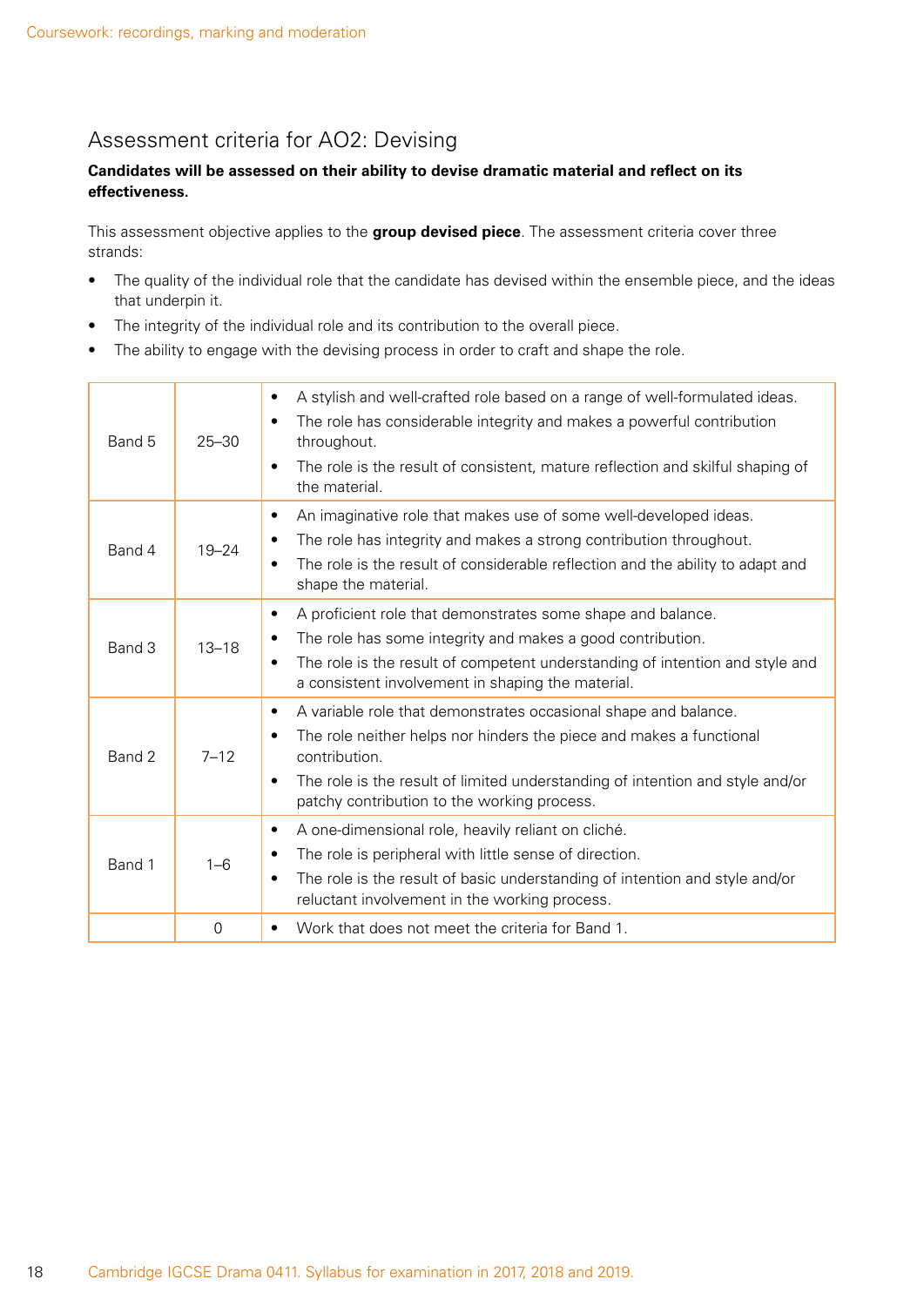## Assessment criteria for AO2: Devising

**Candidates will be assessed on their ability to devise dramatic material and reflect on its effectiveness.**

This assessment objective applies to the **group devised piece**. The assessment criteria cover three strands:

- The quality of the individual role that the candidate has devised within the ensemble piece, and the ideas that underpin it.
- The integrity of the individual role and its contribution to the overall piece.
- The ability to engage with the devising process in order to craft and shape the role.

| | | |
|---|---|---|
| Band 5 | 25–30 | • A stylish and well-crafted role based on a range of well-formulated ideas.<br>• The role has considerable integrity and makes a powerful contribution throughout.<br>• The role is the result of consistent, mature reflection and skilful shaping of the material. |
| Band 4 | 19–24 | • An imaginative role that makes use of some well-developed ideas.<br>• The role has integrity and makes a strong contribution throughout.<br>• The role is the result of considerable reflection and the ability to adapt and shape the material. |
| Band 3 | 13–18 | • A proficient role that demonstrates some shape and balance.<br>• The role has some integrity and makes a good contribution.<br>• The role is the result of competent understanding of intention and style and a consistent involvement in shaping the material. |
| Band 2 | 7–12 | • A variable role that demonstrates occasional shape and balance.<br>• The role neither helps nor hinders the piece and makes a functional contribution.<br>• The role is the result of limited understanding of intention and style and/or patchy contribution to the working process. |
| Band 1 | 1–6 | • A one-dimensional role, heavily reliant on cliché.<br>• The role is peripheral with little sense of direction.<br>• The role is the result of basic understanding of intention and style and/or reluctant involvement in the working process. |
| | 0 | • Work that does not meet the criteria for Band 1. |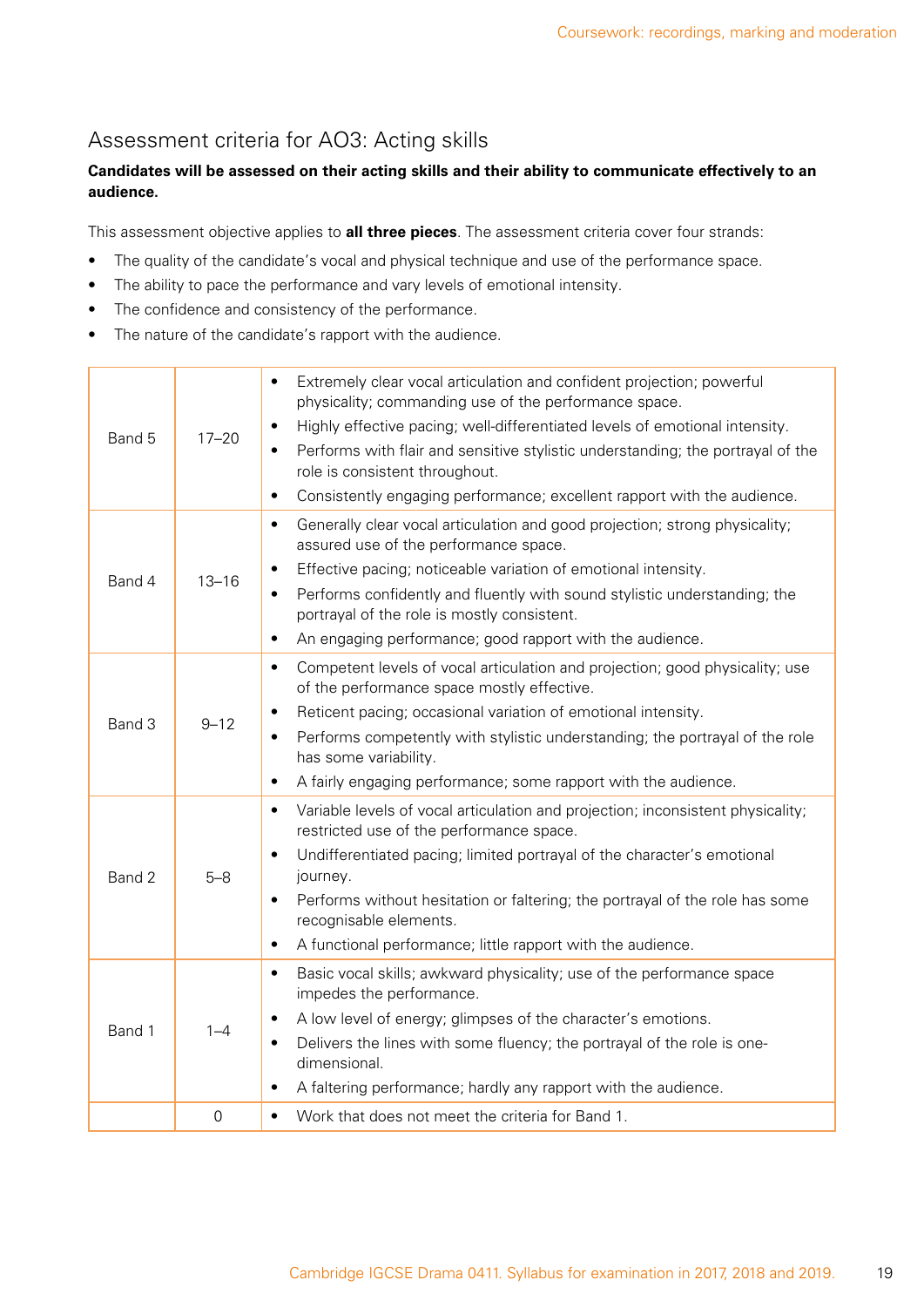## Assessment criteria for AO3: Acting skills

**Candidates will be assessed on their acting skills and their ability to communicate effectively to an audience.**

This assessment objective applies to **all three pieces**. The assessment criteria cover four strands:

- The quality of the candidate's vocal and physical technique and use of the performance space.
- The ability to pace the performance and vary levels of emotional intensity.
- The confidence and consistency of the performance.
- The nature of the candidate's rapport with the audience.

| | | |
|---|---|---|
| Band 5 | 17–20 | • Extremely clear vocal articulation and confident projection; powerful physicality; commanding use of the performance space.<br>• Highly effective pacing; well-differentiated levels of emotional intensity.<br>• Performs with flair and sensitive stylistic understanding; the portrayal of the role is consistent throughout.<br>• Consistently engaging performance; excellent rapport with the audience. |
| Band 4 | 13–16 | • Generally clear vocal articulation and good projection; strong physicality; assured use of the performance space.<br>• Effective pacing; noticeable variation of emotional intensity.<br>• Performs confidently and fluently with sound stylistic understanding; the portrayal of the role is mostly consistent.<br>• An engaging performance; good rapport with the audience. |
| Band 3 | 9–12 | • Competent levels of vocal articulation and projection; good physicality; use of the performance space mostly effective.<br>• Reticent pacing; occasional variation of emotional intensity.<br>• Performs competently with stylistic understanding; the portrayal of the role has some variability.<br>• A fairly engaging performance; some rapport with the audience. |
| Band 2 | 5–8 | • Variable levels of vocal articulation and projection; inconsistent physicality; restricted use of the performance space.<br>• Undifferentiated pacing; limited portrayal of the character's emotional journey.<br>• Performs without hesitation or faltering; the portrayal of the role has some recognisable elements.<br>• A functional performance; little rapport with the audience. |
| Band 1 | 1–4 | • Basic vocal skills; awkward physicality; use of the performance space impedes the performance.<br>• A low level of energy; glimpses of the character's emotions.<br>• Delivers the lines with some fluency; the portrayal of the role is one-dimensional.<br>• A faltering performance; hardly any rapport with the audience. |
| | 0 | • Work that does not meet the criteria for Band 1. |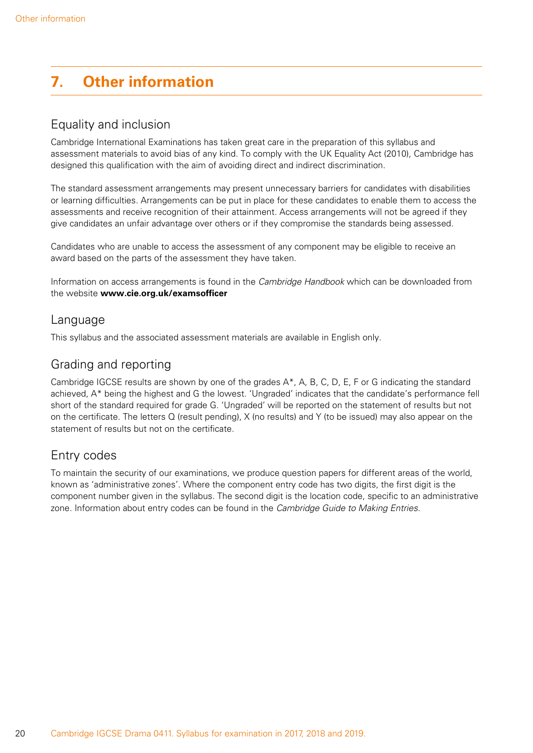# 7. Other information

## Equality and inclusion

Cambridge International Examinations has taken great care in the preparation of this syllabus and assessment materials to avoid bias of any kind. To comply with the UK Equality Act (2010), Cambridge has designed this qualification with the aim of avoiding direct and indirect discrimination.

The standard assessment arrangements may present unnecessary barriers for candidates with disabilities or learning difficulties. Arrangements can be put in place for these candidates to enable them to access the assessments and receive recognition of their attainment. Access arrangements will not be agreed if they give candidates an unfair advantage over others or if they compromise the standards being assessed.

Candidates who are unable to access the assessment of any component may be eligible to receive an award based on the parts of the assessment they have taken.

Information on access arrangements is found in the *Cambridge Handbook* which can be downloaded from the website **www.cie.org.uk/examsofficer**

## Language

This syllabus and the associated assessment materials are available in English only.

## Grading and reporting

Cambridge IGCSE results are shown by one of the grades A*, A, B, C, D, E, F or G indicating the standard achieved, A* being the highest and G the lowest. 'Ungraded' indicates that the candidate's performance fell short of the standard required for grade G. 'Ungraded' will be reported on the statement of results but not on the certificate. The letters Q (result pending), X (no results) and Y (to be issued) may also appear on the statement of results but not on the certificate.

## Entry codes

To maintain the security of our examinations, we produce question papers for different areas of the world, known as 'administrative zones'. Where the component entry code has two digits, the first digit is the component number given in the syllabus. The second digit is the location code, specific to an administrative zone. Information about entry codes can be found in the *Cambridge Guide to Making Entries*.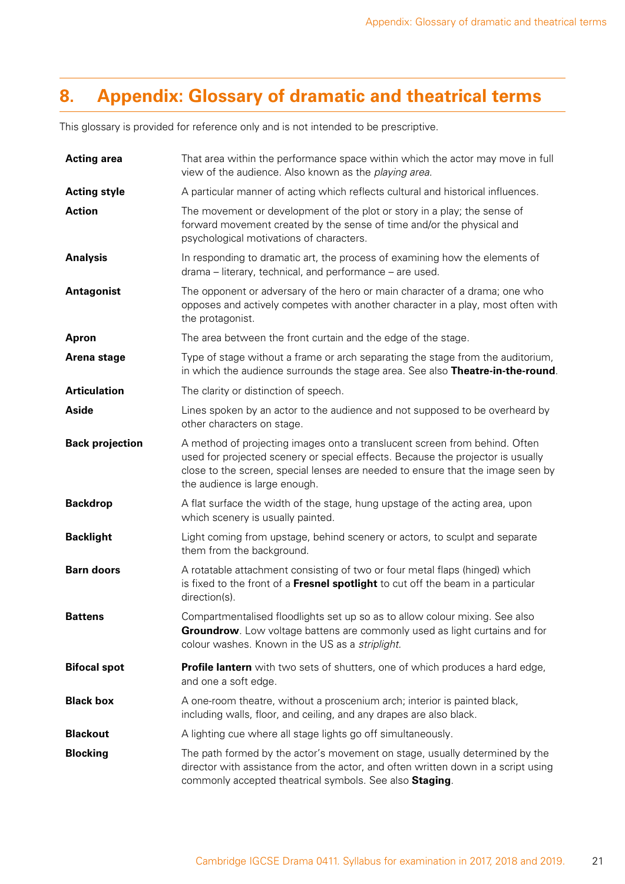# 8. Appendix: Glossary of dramatic and theatrical terms

This glossary is provided for reference only and is not intended to be prescriptive.

| | |
|---|---|
| **Acting area** | That area within the performance space within which the actor may move in full view of the audience. Also known as the *playing area.* |
| **Acting style** | A particular manner of acting which reflects cultural and historical influences. |
| **Action** | The movement or development of the plot or story in a play; the sense of forward movement created by the sense of time and/or the physical and psychological motivations of characters. |
| **Analysis** | In responding to dramatic art, the process of examining how the elements of drama – literary, technical, and performance – are used. |
| **Antagonist** | The opponent or adversary of the hero or main character of a drama; one who opposes and actively competes with another character in a play, most often with the protagonist. |
| **Apron** | The area between the front curtain and the edge of the stage. |
| **Arena stage** | Type of stage without a frame or arch separating the stage from the auditorium, in which the audience surrounds the stage area. See also **Theatre-in-the-round**. |
| **Articulation** | The clarity or distinction of speech. |
| **Aside** | Lines spoken by an actor to the audience and not supposed to be overheard by other characters on stage. |
| **Back projection** | A method of projecting images onto a translucent screen from behind. Often used for projected scenery or special effects. Because the projector is usually close to the screen, special lenses are needed to ensure that the image seen by the audience is large enough. |
| **Backdrop** | A flat surface the width of the stage, hung upstage of the acting area, upon which scenery is usually painted. |
| **Backlight** | Light coming from upstage, behind scenery or actors, to sculpt and separate them from the background. |
| **Barn doors** | A rotatable attachment consisting of two or four metal flaps (hinged) which is fixed to the front of a **Fresnel spotlight** to cut off the beam in a particular direction(s). |
| **Battens** | Compartmentalised floodlights set up so as to allow colour mixing. See also **Groundrow**. Low voltage battens are commonly used as light curtains and for colour washes. Known in the US as a *striplight.* |
| **Bifocal spot** | **Profile lantern** with two sets of shutters, one of which produces a hard edge, and one a soft edge. |
| **Black box** | A one-room theatre, without a proscenium arch; interior is painted black, including walls, floor, and ceiling, and any drapes are also black. |
| **Blackout** | A lighting cue where all stage lights go off simultaneously. |
| **Blocking** | The path formed by the actor's movement on stage, usually determined by the director with assistance from the actor, and often written down in a script using commonly accepted theatrical symbols. See also **Staging**. |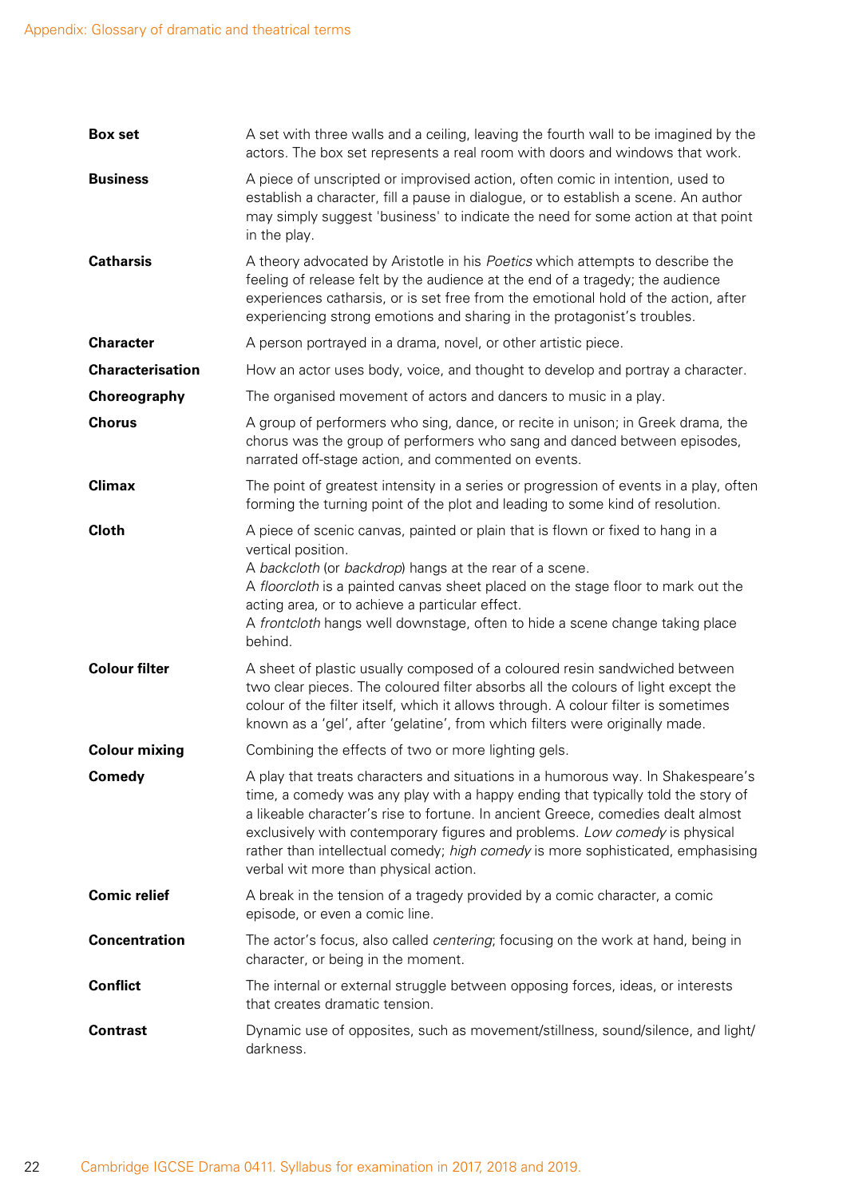| | |
|---|---|
| **Box set** | A set with three walls and a ceiling, leaving the fourth wall to be imagined by the actors. The box set represents a real room with doors and windows that work. |
| **Business** | A piece of unscripted or improvised action, often comic in intention, used to establish a character, fill a pause in dialogue, or to establish a scene. An author may simply suggest 'business' to indicate the need for some action at that point in the play. |
| **Catharsis** | A theory advocated by Aristotle in his *Poetics* which attempts to describe the feeling of release felt by the audience at the end of a tragedy; the audience experiences catharsis, or is set free from the emotional hold of the action, after experiencing strong emotions and sharing in the protagonist's troubles. |
| **Character** | A person portrayed in a drama, novel, or other artistic piece. |
| **Characterisation** | How an actor uses body, voice, and thought to develop and portray a character. |
| **Choreography** | The organised movement of actors and dancers to music in a play. |
| **Chorus** | A group of performers who sing, dance, or recite in unison; in Greek drama, the chorus was the group of performers who sang and danced between episodes, narrated off-stage action, and commented on events. |
| **Climax** | The point of greatest intensity in a series or progression of events in a play, often forming the turning point of the plot and leading to some kind of resolution. |
| **Cloth** | A piece of scenic canvas, painted or plain that is flown or fixed to hang in a vertical position.<br>A *backcloth* (or *backdrop*) hangs at the rear of a scene.<br>A *floorcloth* is a painted canvas sheet placed on the stage floor to mark out the acting area, or to achieve a particular effect.<br>A *frontcloth* hangs well downstage, often to hide a scene change taking place behind. |
| **Colour filter** | A sheet of plastic usually composed of a coloured resin sandwiched between two clear pieces. The coloured filter absorbs all the colours of light except the colour of the filter itself, which it allows through. A colour filter is sometimes known as a 'gel', after 'gelatine', from which filters were originally made. |
| **Colour mixing** | Combining the effects of two or more lighting gels. |
| **Comedy** | A play that treats characters and situations in a humorous way. In Shakespeare's time, a comedy was any play with a happy ending that typically told the story of a likeable character's rise to fortune. In ancient Greece, comedies dealt almost exclusively with contemporary figures and problems. *Low comedy* is physical rather than intellectual comedy; *high comedy* is more sophisticated, emphasising verbal wit more than physical action. |
| **Comic relief** | A break in the tension of a tragedy provided by a comic character, a comic episode, or even a comic line. |
| **Concentration** | The actor's focus, also called *centering*; focusing on the work at hand, being in character, or being in the moment. |
| **Conflict** | The internal or external struggle between opposing forces, ideas, or interests that creates dramatic tension. |
| **Contrast** | Dynamic use of opposites, such as movement/stillness, sound/silence, and light/darkness. |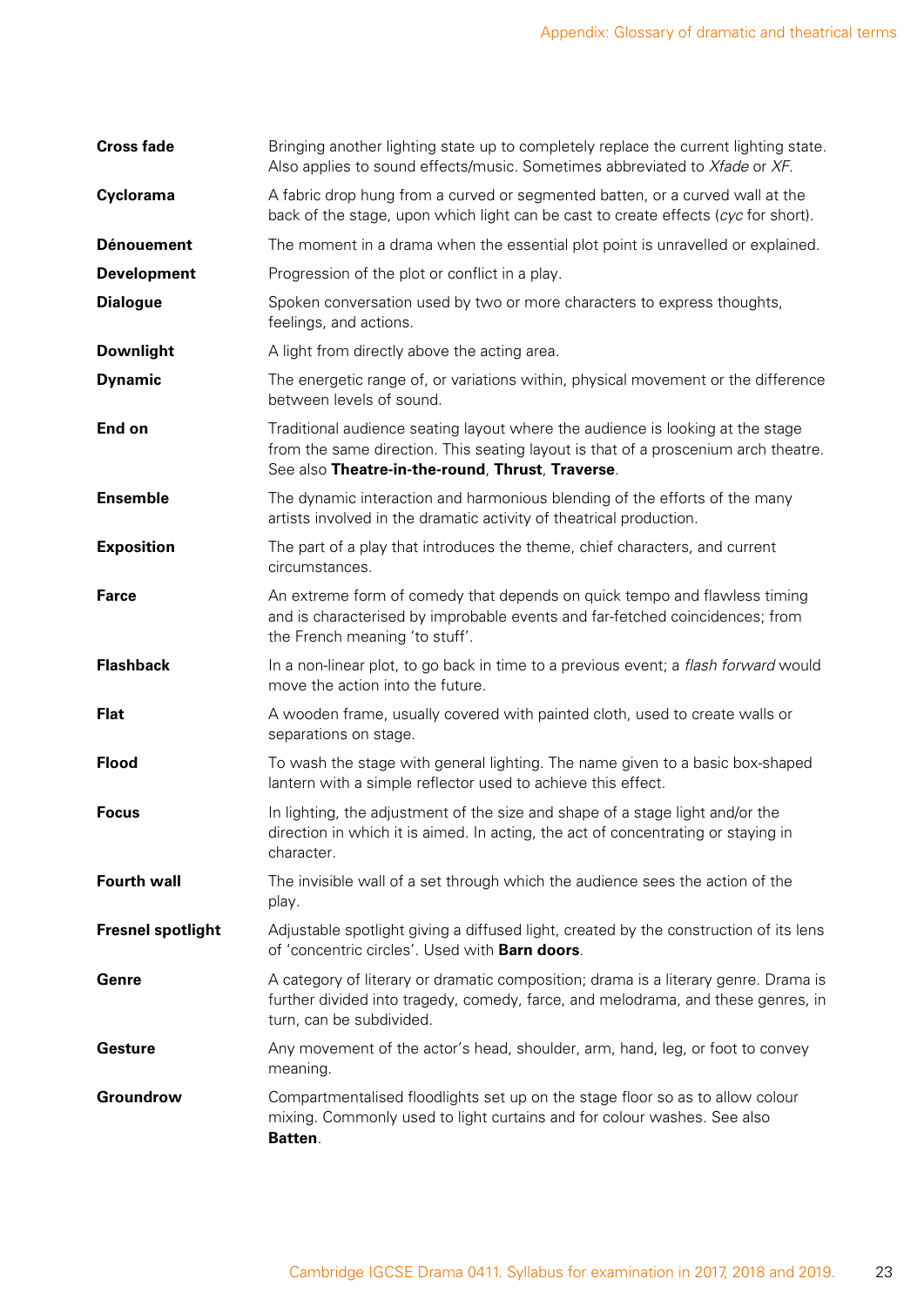| | |
|---|---|
| **Cross fade** | Bringing another lighting state up to completely replace the current lighting state. Also applies to sound effects/music. Sometimes abbreviated to *Xfade* or *XF*. |
| **Cyclorama** | A fabric drop hung from a curved or segmented batten, or a curved wall at the back of the stage, upon which light can be cast to create effects (*cyc* for short). |
| **Dénouement** | The moment in a drama when the essential plot point is unravelled or explained. |
| **Development** | Progression of the plot or conflict in a play. |
| **Dialogue** | Spoken conversation used by two or more characters to express thoughts, feelings, and actions. |
| **Downlight** | A light from directly above the acting area. |
| **Dynamic** | The energetic range of, or variations within, physical movement or the difference between levels of sound. |
| **End on** | Traditional audience seating layout where the audience is looking at the stage from the same direction. This seating layout is that of a proscenium arch theatre. See also **Theatre-in-the-round**, **Thrust**, **Traverse**. |
| **Ensemble** | The dynamic interaction and harmonious blending of the efforts of the many artists involved in the dramatic activity of theatrical production. |
| **Exposition** | The part of a play that introduces the theme, chief characters, and current circumstances. |
| **Farce** | An extreme form of comedy that depends on quick tempo and flawless timing and is characterised by improbable events and far-fetched coincidences; from the French meaning 'to stuff'. |
| **Flashback** | In a non-linear plot, to go back in time to a previous event; a *flash forward* would move the action into the future. |
| **Flat** | A wooden frame, usually covered with painted cloth, used to create walls or separations on stage. |
| **Flood** | To wash the stage with general lighting. The name given to a basic box-shaped lantern with a simple reflector used to achieve this effect. |
| **Focus** | In lighting, the adjustment of the size and shape of a stage light and/or the direction in which it is aimed. In acting, the act of concentrating or staying in character. |
| **Fourth wall** | The invisible wall of a set through which the audience sees the action of the play. |
| **Fresnel spotlight** | Adjustable spotlight giving a diffused light, created by the construction of its lens of 'concentric circles'. Used with **Barn doors**. |
| **Genre** | A category of literary or dramatic composition; drama is a literary genre. Drama is further divided into tragedy, comedy, farce, and melodrama, and these genres, in turn, can be subdivided. |
| **Gesture** | Any movement of the actor's head, shoulder, arm, hand, leg, or foot to convey meaning. |
| **Groundrow** | Compartmentalised floodlights set up on the stage floor so as to allow colour mixing. Commonly used to light curtains and for colour washes. See also **Batten**. |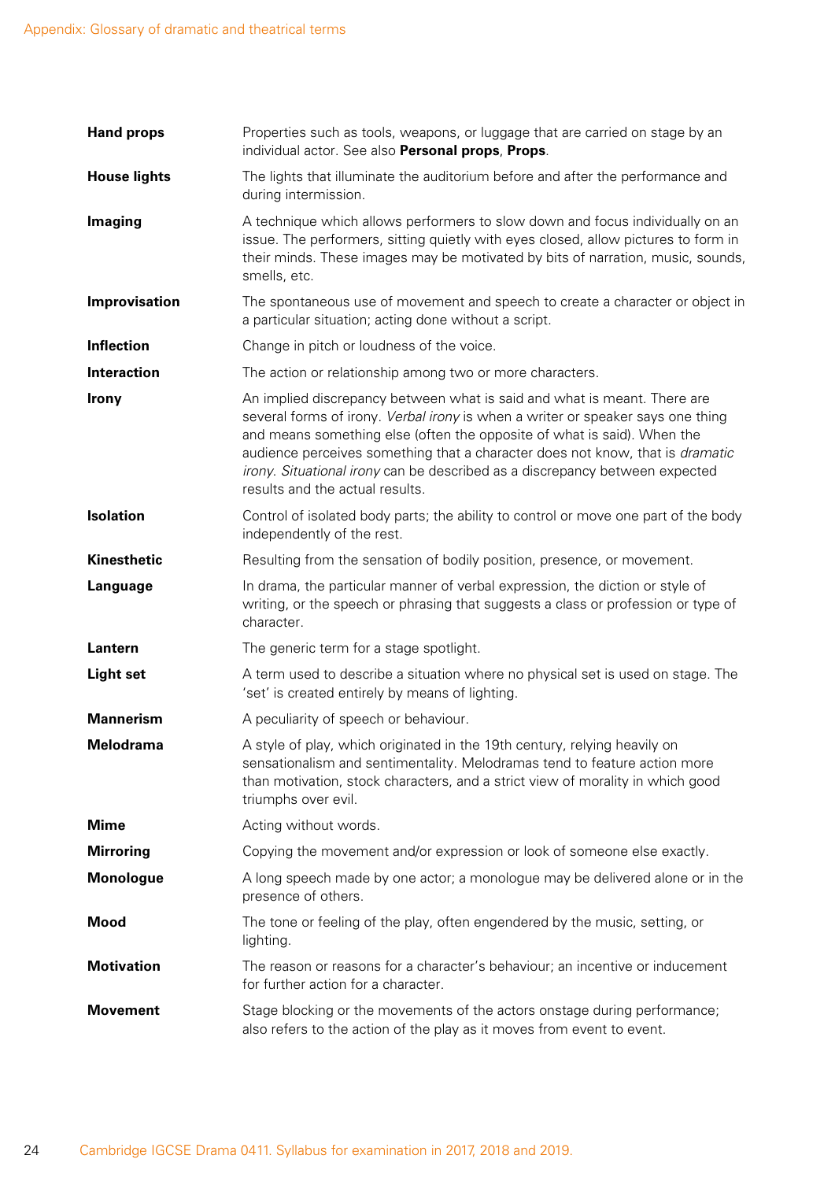**Hand props** — Properties such as tools, weapons, or luggage that are carried on stage by an individual actor. See also **Personal props**, **Props**.

**House lights** — The lights that illuminate the auditorium before and after the performance and during intermission.

**Imaging** — A technique which allows performers to slow down and focus individually on an issue. The performers, sitting quietly with eyes closed, allow pictures to form in their minds. These images may be motivated by bits of narration, music, sounds, smells, etc.

**Improvisation** — The spontaneous use of movement and speech to create a character or object in a particular situation; acting done without a script.

**Inflection** — Change in pitch or loudness of the voice.

**Interaction** — The action or relationship among two or more characters.

**Irony** — An implied discrepancy between what is said and what is meant. There are several forms of irony. *Verbal irony* is when a writer or speaker says one thing and means something else (often the opposite of what is said). When the audience perceives something that a character does not know, that is *dramatic irony*. *Situational irony* can be described as a discrepancy between expected results and the actual results.

**Isolation** — Control of isolated body parts; the ability to control or move one part of the body independently of the rest.

**Kinesthetic** — Resulting from the sensation of bodily position, presence, or movement.

**Language** — In drama, the particular manner of verbal expression, the diction or style of writing, or the speech or phrasing that suggests a class or profession or type of character.

**Lantern** — The generic term for a stage spotlight.

**Light set** — A term used to describe a situation where no physical set is used on stage. The 'set' is created entirely by means of lighting.

**Mannerism** — A peculiarity of speech or behaviour.

**Melodrama** — A style of play, which originated in the 19th century, relying heavily on sensationalism and sentimentality. Melodramas tend to feature action more than motivation, stock characters, and a strict view of morality in which good triumphs over evil.

**Mime** — Acting without words.

**Mirroring** — Copying the movement and/or expression or look of someone else exactly.

**Monologue** — A long speech made by one actor; a monologue may be delivered alone or in the presence of others.

**Mood** — The tone or feeling of the play, often engendered by the music, setting, or lighting.

**Motivation** — The reason or reasons for a character's behaviour; an incentive or inducement for further action for a character.

**Movement** — Stage blocking or the movements of the actors onstage during performance; also refers to the action of the play as it moves from event to event.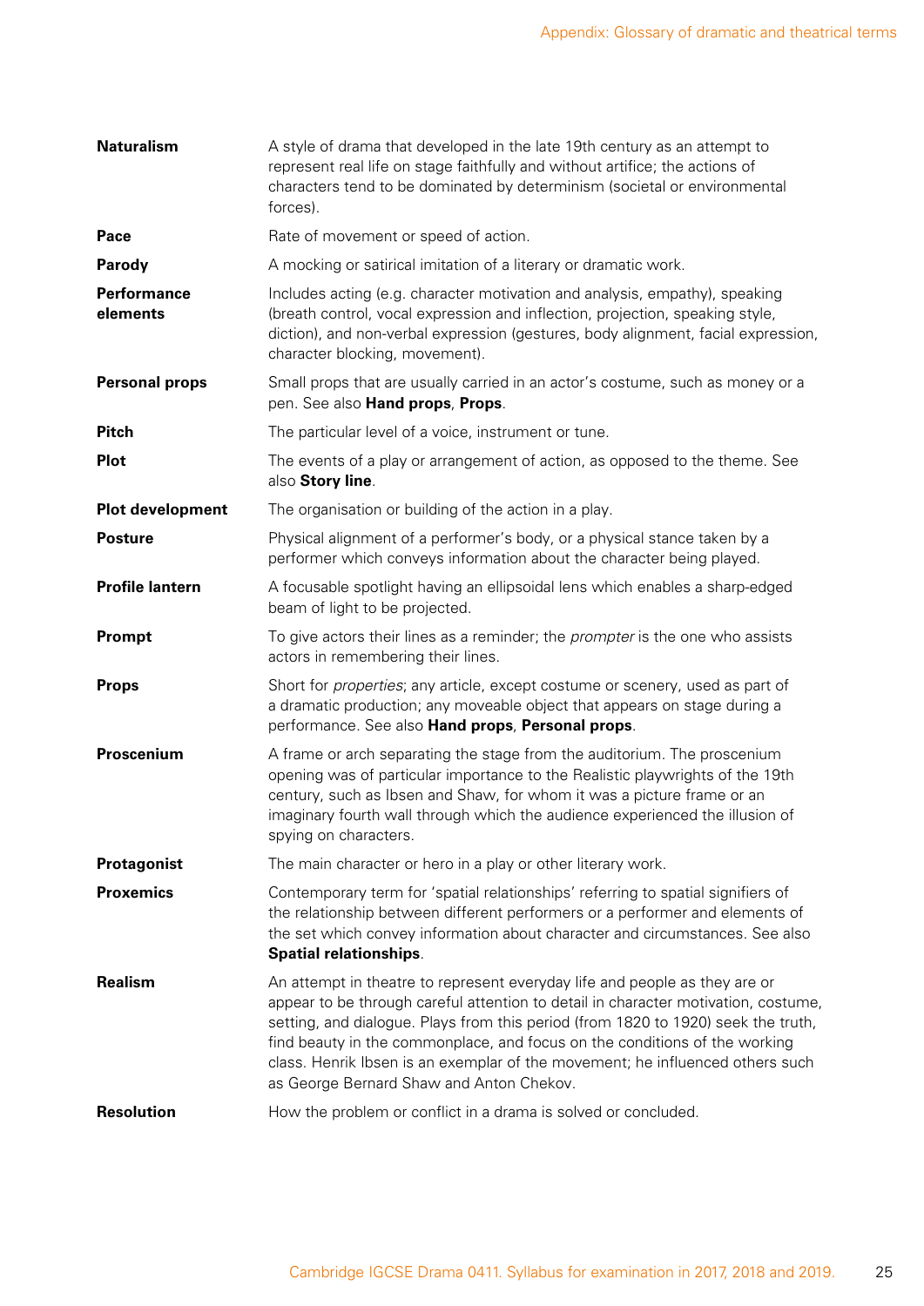| | |
|---|---|
| **Naturalism** | A style of drama that developed in the late 19th century as an attempt to represent real life on stage faithfully and without artifice; the actions of characters tend to be dominated by determinism (societal or environmental forces). |
| **Pace** | Rate of movement or speed of action. |
| **Parody** | A mocking or satirical imitation of a literary or dramatic work. |
| **Performance elements** | Includes acting (e.g. character motivation and analysis, empathy), speaking (breath control, vocal expression and inflection, projection, speaking style, diction), and non-verbal expression (gestures, body alignment, facial expression, character blocking, movement). |
| **Personal props** | Small props that are usually carried in an actor's costume, such as money or a pen. See also **Hand props**, **Props**. |
| **Pitch** | The particular level of a voice, instrument or tune. |
| **Plot** | The events of a play or arrangement of action, as opposed to the theme. See also **Story line**. |
| **Plot development** | The organisation or building of the action in a play. |
| **Posture** | Physical alignment of a performer's body, or a physical stance taken by a performer which conveys information about the character being played. |
| **Profile lantern** | A focusable spotlight having an ellipsoidal lens which enables a sharp-edged beam of light to be projected. |
| **Prompt** | To give actors their lines as a reminder; the *prompter* is the one who assists actors in remembering their lines. |
| **Props** | Short for *properties*; any article, except costume or scenery, used as part of a dramatic production; any moveable object that appears on stage during a performance. See also **Hand props**, **Personal props**. |
| **Proscenium** | A frame or arch separating the stage from the auditorium. The proscenium opening was of particular importance to the Realistic playwrights of the 19th century, such as Ibsen and Shaw, for whom it was a picture frame or an imaginary fourth wall through which the audience experienced the illusion of spying on characters. |
| **Protagonist** | The main character or hero in a play or other literary work. |
| **Proxemics** | Contemporary term for 'spatial relationships' referring to spatial signifiers of the relationship between different performers or a performer and elements of the set which convey information about character and circumstances. See also **Spatial relationships**. |
| **Realism** | An attempt in theatre to represent everyday life and people as they are or appear to be through careful attention to detail in character motivation, costume, setting, and dialogue. Plays from this period (from 1820 to 1920) seek the truth, find beauty in the commonplace, and focus on the conditions of the working class. Henrik Ibsen is an exemplar of the movement; he influenced others such as George Bernard Shaw and Anton Chekov. |
| **Resolution** | How the problem or conflict in a drama is solved or concluded. |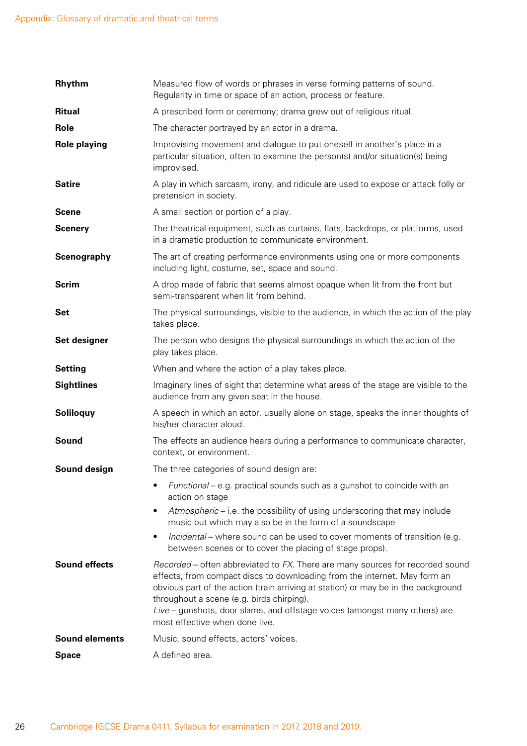| | |
|---|---|
| **Rhythm** | Measured flow of words or phrases in verse forming patterns of sound. Regularity in time or space of an action, process or feature. |
| **Ritual** | A prescribed form or ceremony; drama grew out of religious ritual. |
| **Role** | The character portrayed by an actor in a drama. |
| **Role playing** | Improvising movement and dialogue to put oneself in another's place in a particular situation, often to examine the person(s) and/or situation(s) being improvised. |
| **Satire** | A play in which sarcasm, irony, and ridicule are used to expose or attack folly or pretension in society. |
| **Scene** | A small section or portion of a play. |
| **Scenery** | The theatrical equipment, such as curtains, flats, backdrops, or platforms, used in a dramatic production to communicate environment. |
| **Scenography** | The art of creating performance environments using one or more components including light, costume, set, space and sound. |
| **Scrim** | A drop made of fabric that seems almost opaque when lit from the front but semi-transparent when lit from behind. |
| **Set** | The physical surroundings, visible to the audience, in which the action of the play takes place. |
| **Set designer** | The person who designs the physical surroundings in which the action of the play takes place. |
| **Setting** | When and where the action of a play takes place. |
| **Sightlines** | Imaginary lines of sight that determine what areas of the stage are visible to the audience from any given seat in the house. |
| **Soliloquy** | A speech in which an actor, usually alone on stage, speaks the inner thoughts of his/her character aloud. |
| **Sound** | The effects an audience hears during a performance to communicate character, context, or environment. |
| **Sound design** | The three categories of sound design are:<br>• *Functional* – e.g. practical sounds such as a gunshot to coincide with an action on stage<br>• *Atmospheric* – i.e. the possibility of using underscoring that may include music but which may also be in the form of a soundscape<br>• *Incidental* – where sound can be used to cover moments of transition (e.g. between scenes or to cover the placing of stage props). |
| **Sound effects** | *Recorded* – often abbreviated to *FX*. There are many sources for recorded sound effects, from compact discs to downloading from the internet. May form an obvious part of the action (train arriving at station) or may be in the background throughout a scene (e.g. birds chirping).<br>*Live* – gunshots, door slams, and offstage voices (amongst many others) are most effective when done live. |
| **Sound elements** | Music, sound effects, actors' voices. |
| **Space** | A defined area. |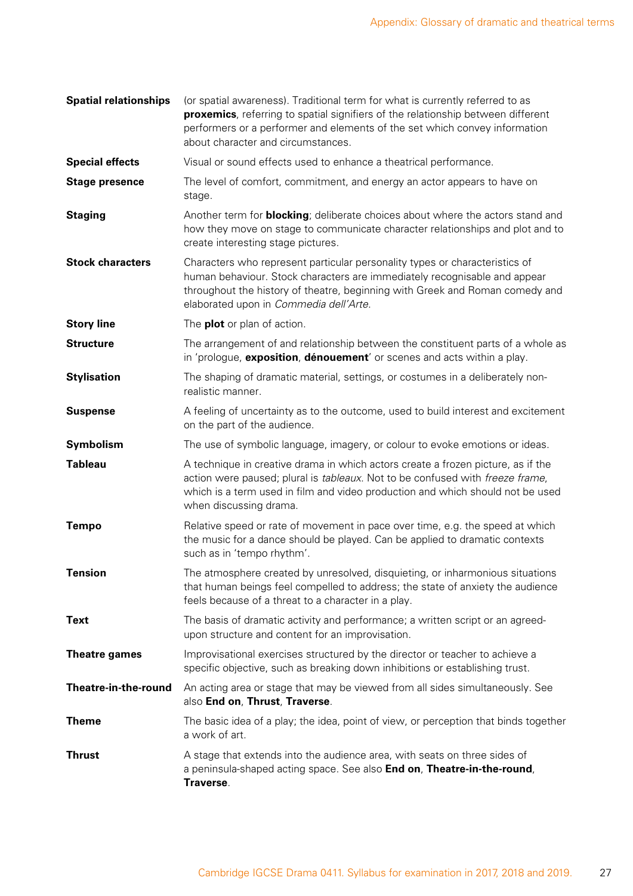| | |
|---|---|
| **Spatial relationships** | (or spatial awareness). Traditional term for what is currently referred to as **proxemics**, referring to spatial signifiers of the relationship between different performers or a performer and elements of the set which convey information about character and circumstances. |
| **Special effects** | Visual or sound effects used to enhance a theatrical performance. |
| **Stage presence** | The level of comfort, commitment, and energy an actor appears to have on stage. |
| **Staging** | Another term for **blocking**; deliberate choices about where the actors stand and how they move on stage to communicate character relationships and plot and to create interesting stage pictures. |
| **Stock characters** | Characters who represent particular personality types or characteristics of human behaviour. Stock characters are immediately recognisable and appear throughout the history of theatre, beginning with Greek and Roman comedy and elaborated upon in *Commedia dell'Arte*. |
| **Story line** | The **plot** or plan of action. |
| **Structure** | The arrangement of and relationship between the constituent parts of a whole as in 'prologue, **exposition**, **dénouement**' or scenes and acts within a play. |
| **Stylisation** | The shaping of dramatic material, settings, or costumes in a deliberately non-realistic manner. |
| **Suspense** | A feeling of uncertainty as to the outcome, used to build interest and excitement on the part of the audience. |
| **Symbolism** | The use of symbolic language, imagery, or colour to evoke emotions or ideas. |
| **Tableau** | A technique in creative drama in which actors create a frozen picture, as if the action were paused; plural is *tableaux*. Not to be confused with *freeze frame*, which is a term used in film and video production and which should not be used when discussing drama. |
| **Tempo** | Relative speed or rate of movement in pace over time, e.g. the speed at which the music for a dance should be played. Can be applied to dramatic contexts such as in 'tempo rhythm'. |
| **Tension** | The atmosphere created by unresolved, disquieting, or inharmonious situations that human beings feel compelled to address; the state of anxiety the audience feels because of a threat to a character in a play. |
| **Text** | The basis of dramatic activity and performance; a written script or an agreed-upon structure and content for an improvisation. |
| **Theatre games** | Improvisational exercises structured by the director or teacher to achieve a specific objective, such as breaking down inhibitions or establishing trust. |
| **Theatre-in-the-round** | An acting area or stage that may be viewed from all sides simultaneously. See also **End on**, **Thrust**, **Traverse**. |
| **Theme** | The basic idea of a play; the idea, point of view, or perception that binds together a work of art. |
| **Thrust** | A stage that extends into the audience area, with seats on three sides of a peninsula-shaped acting space. See also **End on**, **Theatre-in-the-round**, **Traverse**. |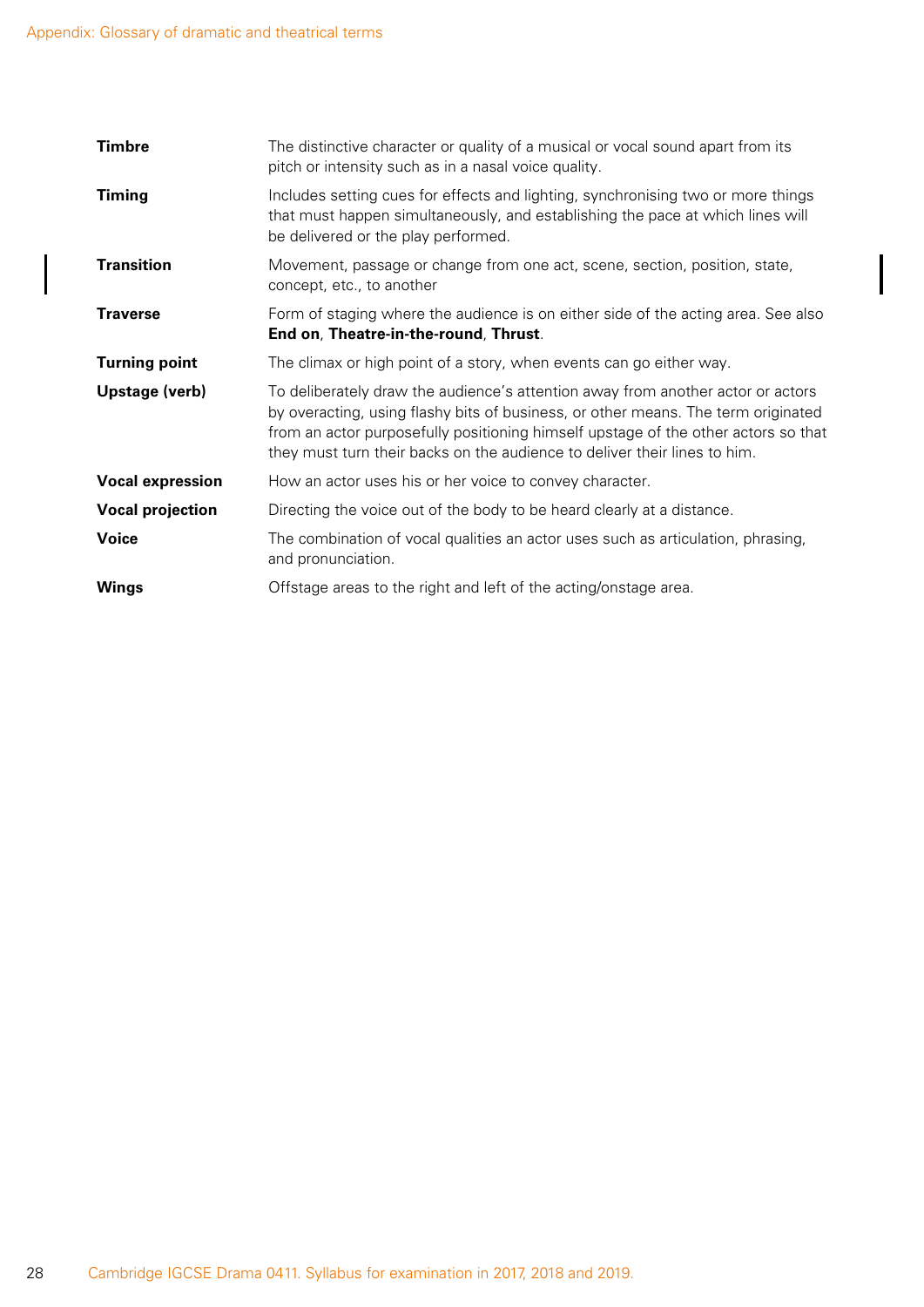| | |
|---|---|
| **Timbre** | The distinctive character or quality of a musical or vocal sound apart from its pitch or intensity such as in a nasal voice quality. |
| **Timing** | Includes setting cues for effects and lighting, synchronising two or more things that must happen simultaneously, and establishing the pace at which lines will be delivered or the play performed. |
| **Transition** | Movement, passage or change from one act, scene, section, position, state, concept, etc., to another |
| **Traverse** | Form of staging where the audience is on either side of the acting area. See also **End on**, **Theatre-in-the-round**, **Thrust**. |
| **Turning point** | The climax or high point of a story, when events can go either way. |
| **Upstage (verb)** | To deliberately draw the audience's attention away from another actor or actors by overacting, using flashy bits of business, or other means. The term originated from an actor purposefully positioning himself upstage of the other actors so that they must turn their backs on the audience to deliver their lines to him. |
| **Vocal expression** | How an actor uses his or her voice to convey character. |
| **Vocal projection** | Directing the voice out of the body to be heard clearly at a distance. |
| **Voice** | The combination of vocal qualities an actor uses such as articulation, phrasing, and pronunciation. |
| **Wings** | Offstage areas to the right and left of the acting/onstage area. |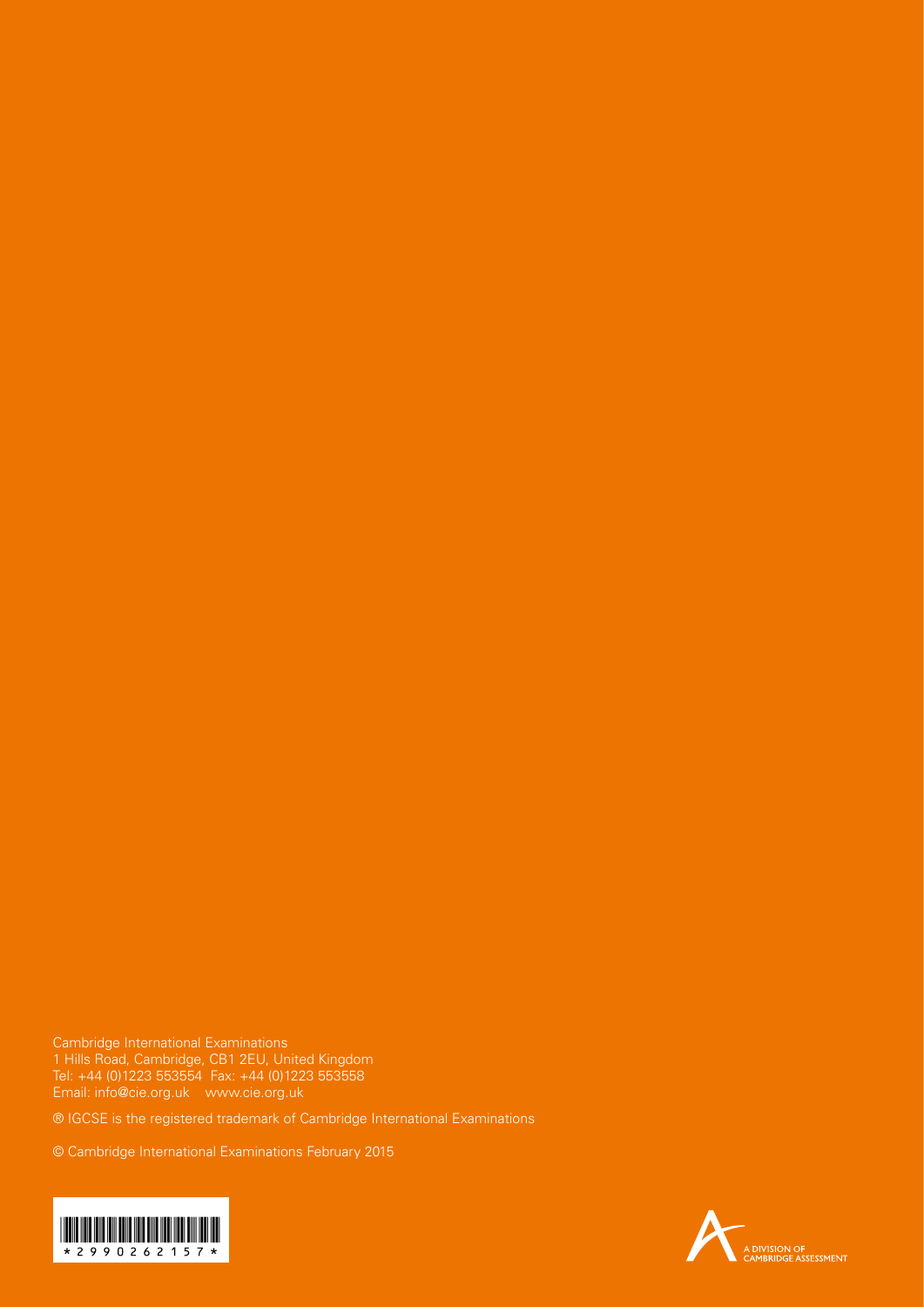Cambridge International Examinations
1 Hills Road, Cambridge, CB1 2EU, United Kingdom
Tel: +44 (0)1223 553554 Fax: +44 (0)1223 553558
Email: info@cie.org.uk www.cie.org.uk

® IGCSE is the registered trademark of Cambridge International Examinations

© Cambridge International Examinations February 2015

*2990262157*

A DIVISION OF
CAMBRIDGE ASSESSMENT